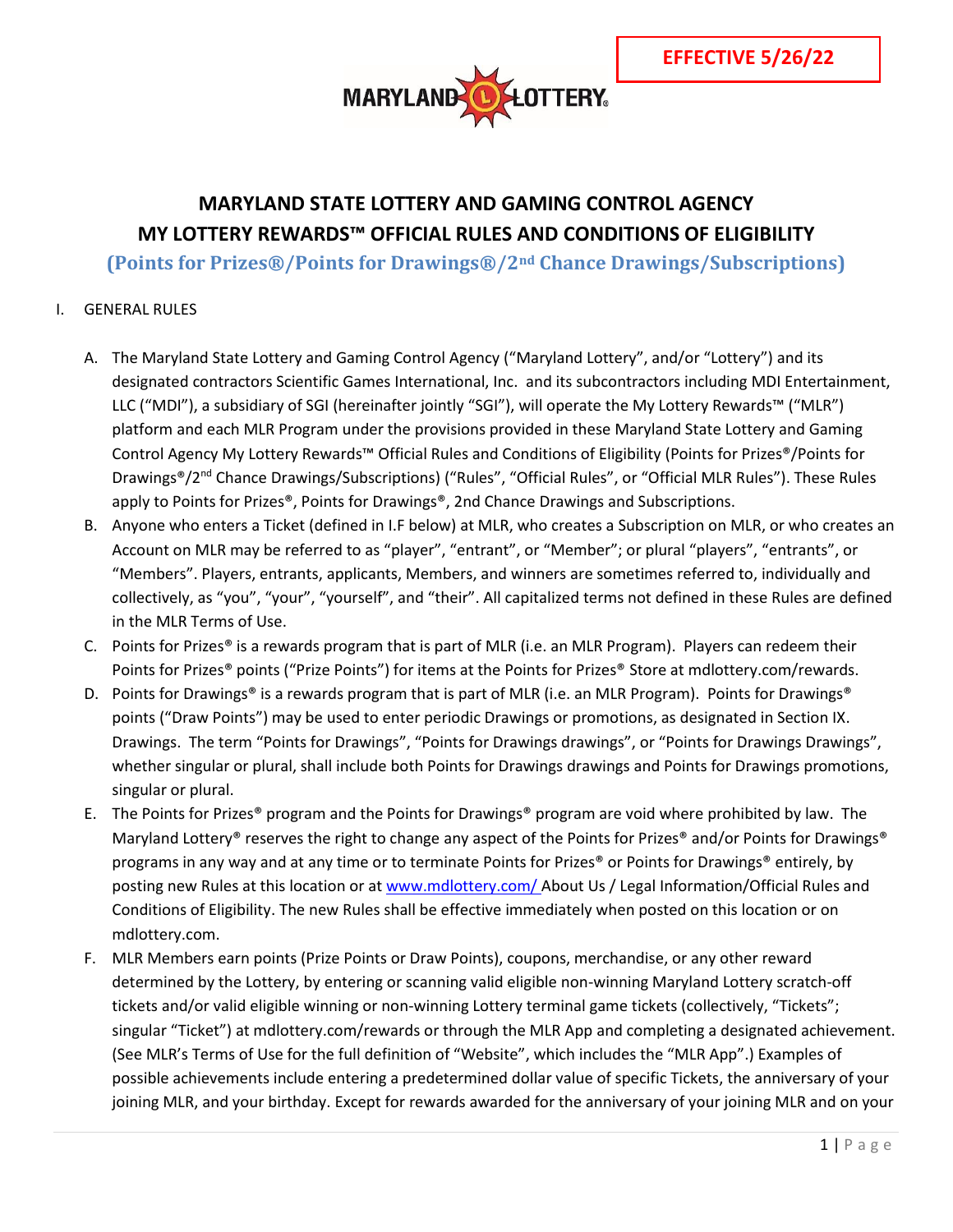**EFFECTIVE 5/26/22**

# MARYLAND STATE LOTTERY AND GAMING CONTROL AGENCY
# MY LOTTERY REWARDS™ OFFICIAL RULES AND CONDITIONS OF ELIGIBILITY

## (Points for Prizes®/Points for Drawings®/2nd Chance Drawings/Subscriptions)

I. GENERAL RULES

A. The Maryland State Lottery and Gaming Control Agency ("Maryland Lottery", and/or "Lottery") and its designated contractors Scientific Games International, Inc. and its subcontractors including MDI Entertainment, LLC ("MDI"), a subsidiary of SGI (hereinafter jointly "SGI"), will operate the My Lottery Rewards™ ("MLR") platform and each MLR Program under the provisions provided in these Maryland State Lottery and Gaming Control Agency My Lottery Rewards™ Official Rules and Conditions of Eligibility (Points for Prizes®/Points for Drawings®/2nd Chance Drawings/Subscriptions) ("Rules", "Official Rules", or "Official MLR Rules"). These Rules apply to Points for Prizes®, Points for Drawings®, 2nd Chance Drawings and Subscriptions.

B. Anyone who enters a Ticket (defined in I.F below) at MLR, who creates a Subscription on MLR, or who creates an Account on MLR may be referred to as "player", "entrant", or "Member"; or plural "players", "entrants", or "Members". Players, entrants, applicants, Members, and winners are sometimes referred to, individually and collectively, as "you", "your", "yourself", and "their". All capitalized terms not defined in these Rules are defined in the MLR Terms of Use.

C. Points for Prizes® is a rewards program that is part of MLR (i.e. an MLR Program). Players can redeem their Points for Prizes® points ("Prize Points") for items at the Points for Prizes® Store at mdlottery.com/rewards.

D. Points for Drawings® is a rewards program that is part of MLR (i.e. an MLR Program). Points for Drawings® points ("Draw Points") may be used to enter periodic Drawings or promotions, as designated in Section IX. Drawings. The term "Points for Drawings", "Points for Drawings drawings", or "Points for Drawings Drawings", whether singular or plural, shall include both Points for Drawings drawings and Points for Drawings promotions, singular or plural.

E. The Points for Prizes® program and the Points for Drawings® program are void where prohibited by law. The Maryland Lottery® reserves the right to change any aspect of the Points for Prizes® and/or Points for Drawings® programs in any way and at any time or to terminate Points for Prizes® or Points for Drawings® entirely, by posting new Rules at this location or at www.mdlottery.com/ About Us / Legal Information/Official Rules and Conditions of Eligibility. The new Rules shall be effective immediately when posted on this location or on mdlottery.com.

F. MLR Members earn points (Prize Points or Draw Points), coupons, merchandise, or any other reward determined by the Lottery, by entering or scanning valid eligible non-winning Maryland Lottery scratch-off tickets and/or valid eligible winning or non-winning Lottery terminal game tickets (collectively, "Tickets"; singular "Ticket") at mdlottery.com/rewards or through the MLR App and completing a designated achievement. (See MLR's Terms of Use for the full definition of "Website", which includes the "MLR App".) Examples of possible achievements include entering a predetermined dollar value of specific Tickets, the anniversary of your joining MLR, and your birthday. Except for rewards awarded for the anniversary of your joining MLR and on your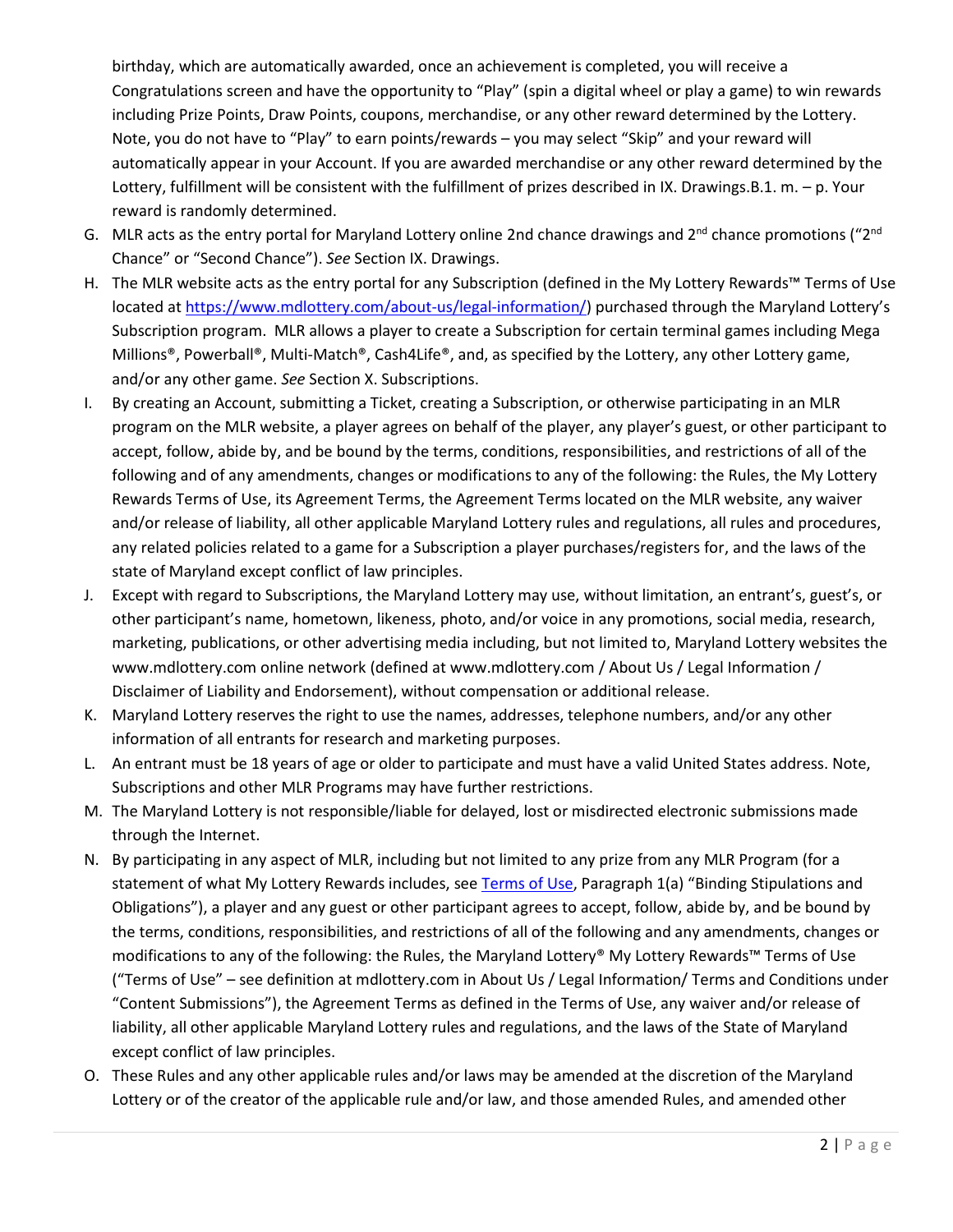birthday, which are automatically awarded, once an achievement is completed, you will receive a Congratulations screen and have the opportunity to "Play" (spin a digital wheel or play a game) to win rewards including Prize Points, Draw Points, coupons, merchandise, or any other reward determined by the Lottery. Note, you do not have to "Play" to earn points/rewards – you may select "Skip" and your reward will automatically appear in your Account. If you are awarded merchandise or any other reward determined by the Lottery, fulfillment will be consistent with the fulfillment of prizes described in IX. Drawings.B.1. m. – p. Your reward is randomly determined.

G. MLR acts as the entry portal for Maryland Lottery online 2nd chance drawings and 2nd chance promotions ("2nd Chance" or "Second Chance"). *See* Section IX. Drawings.

H. The MLR website acts as the entry portal for any Subscription (defined in the My Lottery Rewards™ Terms of Use located at https://www.mdlottery.com/about-us/legal-information/) purchased through the Maryland Lottery's Subscription program. MLR allows a player to create a Subscription for certain terminal games including Mega Millions®, Powerball®, Multi-Match®, Cash4Life®, and, as specified by the Lottery, any other Lottery game, and/or any other game. *See* Section X. Subscriptions.

I. By creating an Account, submitting a Ticket, creating a Subscription, or otherwise participating in an MLR program on the MLR website, a player agrees on behalf of the player, any player's guest, or other participant to accept, follow, abide by, and be bound by the terms, conditions, responsibilities, and restrictions of all of the following and of any amendments, changes or modifications to any of the following: the Rules, the My Lottery Rewards Terms of Use, its Agreement Terms, the Agreement Terms located on the MLR website, any waiver and/or release of liability, all other applicable Maryland Lottery rules and regulations, all rules and procedures, any related policies related to a game for a Subscription a player purchases/registers for, and the laws of the state of Maryland except conflict of law principles.

J. Except with regard to Subscriptions, the Maryland Lottery may use, without limitation, an entrant's, guest's, or other participant's name, hometown, likeness, photo, and/or voice in any promotions, social media, research, marketing, publications, or other advertising media including, but not limited to, Maryland Lottery websites the www.mdlottery.com online network (defined at www.mdlottery.com / About Us / Legal Information / Disclaimer of Liability and Endorsement), without compensation or additional release.

K. Maryland Lottery reserves the right to use the names, addresses, telephone numbers, and/or any other information of all entrants for research and marketing purposes.

L. An entrant must be 18 years of age or older to participate and must have a valid United States address. Note, Subscriptions and other MLR Programs may have further restrictions.

M. The Maryland Lottery is not responsible/liable for delayed, lost or misdirected electronic submissions made through the Internet.

N. By participating in any aspect of MLR, including but not limited to any prize from any MLR Program (for a statement of what My Lottery Rewards includes, see Terms of Use, Paragraph 1(a) "Binding Stipulations and Obligations"), a player and any guest or other participant agrees to accept, follow, abide by, and be bound by the terms, conditions, responsibilities, and restrictions of all of the following and any amendments, changes or modifications to any of the following: the Rules, the Maryland Lottery® My Lottery Rewards™ Terms of Use ("Terms of Use" – see definition at mdlottery.com in About Us / Legal Information/ Terms and Conditions under "Content Submissions"), the Agreement Terms as defined in the Terms of Use, any waiver and/or release of liability, all other applicable Maryland Lottery rules and regulations, and the laws of the State of Maryland except conflict of law principles.

O. These Rules and any other applicable rules and/or laws may be amended at the discretion of the Maryland Lottery or of the creator of the applicable rule and/or law, and those amended Rules, and amended other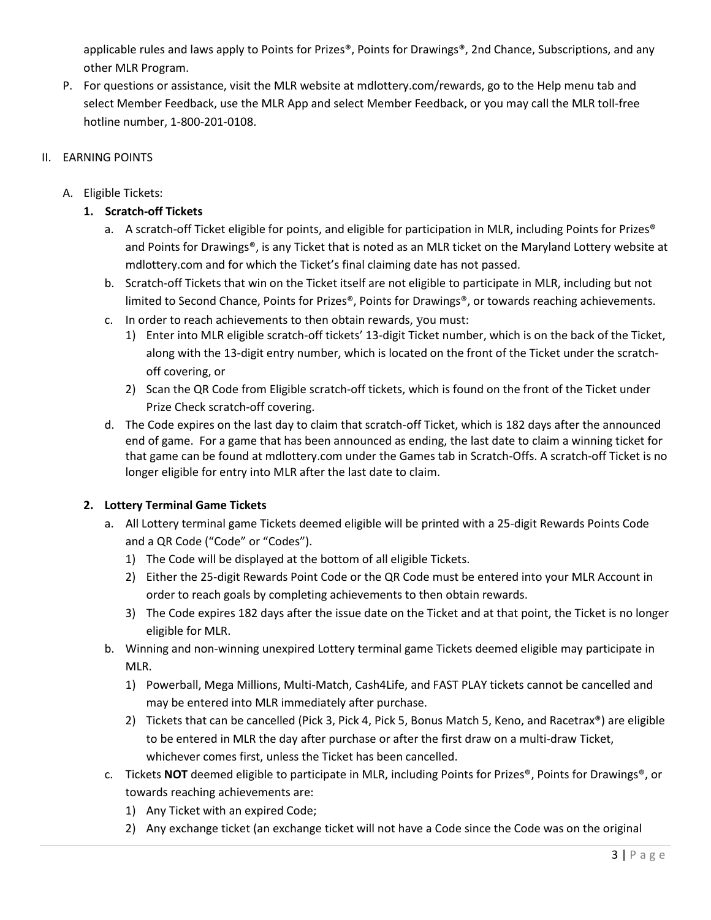applicable rules and laws apply to Points for Prizes®, Points for Drawings®, 2nd Chance, Subscriptions, and any other MLR Program.

P. For questions or assistance, visit the MLR website at mdlottery.com/rewards, go to the Help menu tab and select Member Feedback, use the MLR App and select Member Feedback, or you may call the MLR toll-free hotline number, 1-800-201-0108.

II. EARNING POINTS

A. Eligible Tickets:

**1. Scratch-off Tickets**

a. A scratch-off Ticket eligible for points, and eligible for participation in MLR, including Points for Prizes® and Points for Drawings®, is any Ticket that is noted as an MLR ticket on the Maryland Lottery website at mdlottery.com and for which the Ticket's final claiming date has not passed.

b. Scratch-off Tickets that win on the Ticket itself are not eligible to participate in MLR, including but not limited to Second Chance, Points for Prizes®, Points for Drawings®, or towards reaching achievements.

c. In order to reach achievements to then obtain rewards, you must:

1) Enter into MLR eligible scratch-off tickets' 13-digit Ticket number, which is on the back of the Ticket, along with the 13-digit entry number, which is located on the front of the Ticket under the scratch-off covering, or

2) Scan the QR Code from Eligible scratch-off tickets, which is found on the front of the Ticket under Prize Check scratch-off covering.

d. The Code expires on the last day to claim that scratch-off Ticket, which is 182 days after the announced end of game. For a game that has been announced as ending, the last date to claim a winning ticket for that game can be found at mdlottery.com under the Games tab in Scratch-Offs. A scratch-off Ticket is no longer eligible for entry into MLR after the last date to claim.

**2. Lottery Terminal Game Tickets**

a. All Lottery terminal game Tickets deemed eligible will be printed with a 25-digit Rewards Points Code and a QR Code ("Code" or "Codes").

1) The Code will be displayed at the bottom of all eligible Tickets.

2) Either the 25-digit Rewards Point Code or the QR Code must be entered into your MLR Account in order to reach goals by completing achievements to then obtain rewards.

3) The Code expires 182 days after the issue date on the Ticket and at that point, the Ticket is no longer eligible for MLR.

b. Winning and non-winning unexpired Lottery terminal game Tickets deemed eligible may participate in MLR.

1) Powerball, Mega Millions, Multi-Match, Cash4Life, and FAST PLAY tickets cannot be cancelled and may be entered into MLR immediately after purchase.

2) Tickets that can be cancelled (Pick 3, Pick 4, Pick 5, Bonus Match 5, Keno, and Racetrax®) are eligible to be entered in MLR the day after purchase or after the first draw on a multi-draw Ticket, whichever comes first, unless the Ticket has been cancelled.

c. Tickets **NOT** deemed eligible to participate in MLR, including Points for Prizes®, Points for Drawings®, or towards reaching achievements are:

1) Any Ticket with an expired Code;

2) Any exchange ticket (an exchange ticket will not have a Code since the Code was on the original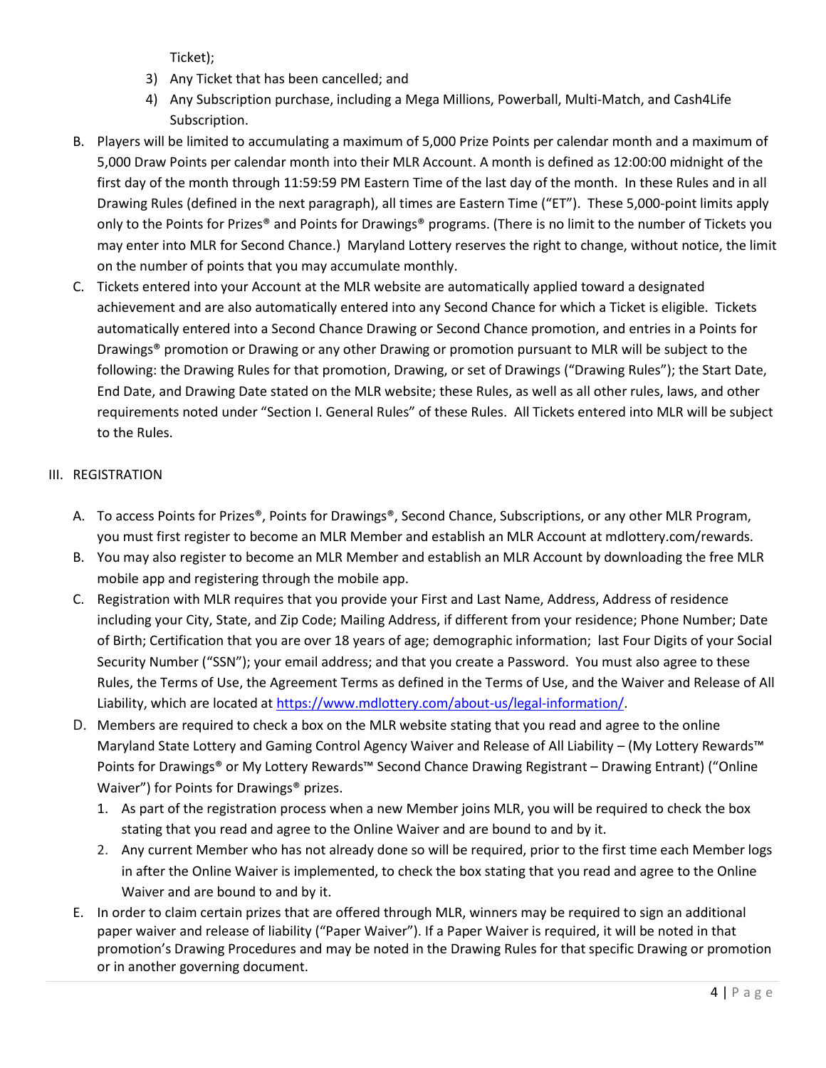Ticket);

3) Any Ticket that has been cancelled; and
4) Any Subscription purchase, including a Mega Millions, Powerball, Multi-Match, and Cash4Life Subscription.

B. Players will be limited to accumulating a maximum of 5,000 Prize Points per calendar month and a maximum of 5,000 Draw Points per calendar month into their MLR Account. A month is defined as 12:00:00 midnight of the first day of the month through 11:59:59 PM Eastern Time of the last day of the month. In these Rules and in all Drawing Rules (defined in the next paragraph), all times are Eastern Time ("ET"). These 5,000-point limits apply only to the Points for Prizes® and Points for Drawings® programs. (There is no limit to the number of Tickets you may enter into MLR for Second Chance.) Maryland Lottery reserves the right to change, without notice, the limit on the number of points that you may accumulate monthly.

C. Tickets entered into your Account at the MLR website are automatically applied toward a designated achievement and are also automatically entered into any Second Chance for which a Ticket is eligible. Tickets automatically entered into a Second Chance Drawing or Second Chance promotion, and entries in a Points for Drawings® promotion or Drawing or any other Drawing or promotion pursuant to MLR will be subject to the following: the Drawing Rules for that promotion, Drawing, or set of Drawings ("Drawing Rules"); the Start Date, End Date, and Drawing Date stated on the MLR website; these Rules, as well as all other rules, laws, and other requirements noted under "Section I. General Rules" of these Rules. All Tickets entered into MLR will be subject to the Rules.

## III. REGISTRATION

A. To access Points for Prizes®, Points for Drawings®, Second Chance, Subscriptions, or any other MLR Program, you must first register to become an MLR Member and establish an MLR Account at mdlottery.com/rewards.

B. You may also register to become an MLR Member and establish an MLR Account by downloading the free MLR mobile app and registering through the mobile app.

C. Registration with MLR requires that you provide your First and Last Name, Address, Address of residence including your City, State, and Zip Code; Mailing Address, if different from your residence; Phone Number; Date of Birth; Certification that you are over 18 years of age; demographic information; last Four Digits of your Social Security Number ("SSN"); your email address; and that you create a Password. You must also agree to these Rules, the Terms of Use, the Agreement Terms as defined in the Terms of Use, and the Waiver and Release of All Liability, which are located at https://www.mdlottery.com/about-us/legal-information/.

D. Members are required to check a box on the MLR website stating that you read and agree to the online Maryland State Lottery and Gaming Control Agency Waiver and Release of All Liability – (My Lottery Rewards™ Points for Drawings® or My Lottery Rewards™ Second Chance Drawing Registrant – Drawing Entrant) ("Online Waiver") for Points for Drawings® prizes.

1. As part of the registration process when a new Member joins MLR, you will be required to check the box stating that you read and agree to the Online Waiver and are bound to and by it.
2. Any current Member who has not already done so will be required, prior to the first time each Member logs in after the Online Waiver is implemented, to check the box stating that you read and agree to the Online Waiver and are bound to and by it.

E. In order to claim certain prizes that are offered through MLR, winners may be required to sign an additional paper waiver and release of liability ("Paper Waiver"). If a Paper Waiver is required, it will be noted in that promotion's Drawing Procedures and may be noted in the Drawing Rules for that specific Drawing or promotion or in another governing document.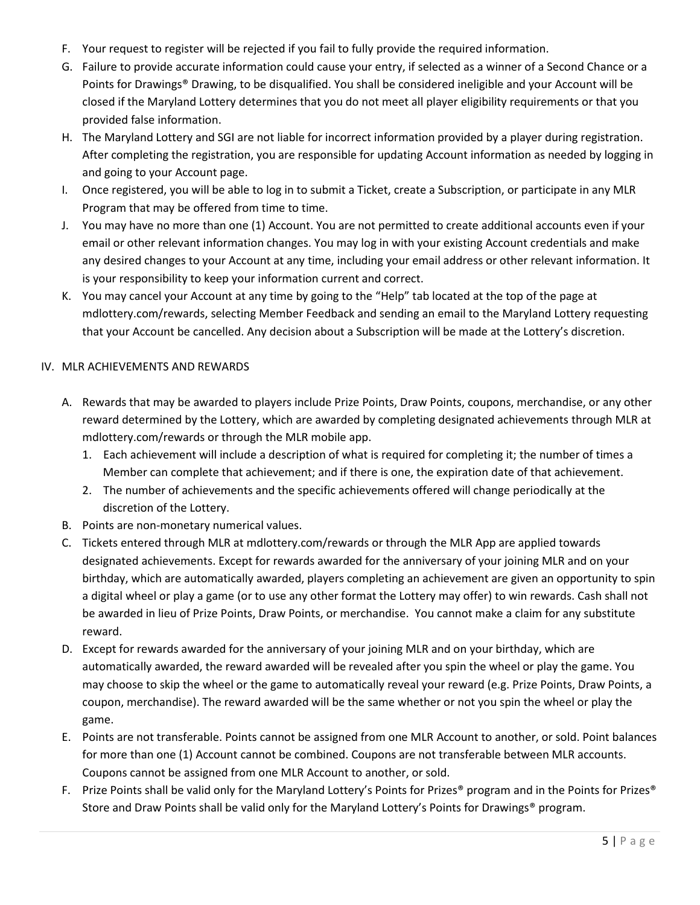F. Your request to register will be rejected if you fail to fully provide the required information.

G. Failure to provide accurate information could cause your entry, if selected as a winner of a Second Chance or a Points for Drawings® Drawing, to be disqualified. You shall be considered ineligible and your Account will be closed if the Maryland Lottery determines that you do not meet all player eligibility requirements or that you provided false information.

H. The Maryland Lottery and SGI are not liable for incorrect information provided by a player during registration. After completing the registration, you are responsible for updating Account information as needed by logging in and going to your Account page.

I. Once registered, you will be able to log in to submit a Ticket, create a Subscription, or participate in any MLR Program that may be offered from time to time.

J. You may have no more than one (1) Account. You are not permitted to create additional accounts even if your email or other relevant information changes. You may log in with your existing Account credentials and make any desired changes to your Account at any time, including your email address or other relevant information. It is your responsibility to keep your information current and correct.

K. You may cancel your Account at any time by going to the "Help" tab located at the top of the page at mdlottery.com/rewards, selecting Member Feedback and sending an email to the Maryland Lottery requesting that your Account be cancelled. Any decision about a Subscription will be made at the Lottery's discretion.

## IV. MLR ACHIEVEMENTS AND REWARDS

A. Rewards that may be awarded to players include Prize Points, Draw Points, coupons, merchandise, or any other reward determined by the Lottery, which are awarded by completing designated achievements through MLR at mdlottery.com/rewards or through the MLR mobile app.

   1. Each achievement will include a description of what is required for completing it; the number of times a Member can complete that achievement; and if there is one, the expiration date of that achievement.
   2. The number of achievements and the specific achievements offered will change periodically at the discretion of the Lottery.

B. Points are non-monetary numerical values.

C. Tickets entered through MLR at mdlottery.com/rewards or through the MLR App are applied towards designated achievements. Except for rewards awarded for the anniversary of your joining MLR and on your birthday, which are automatically awarded, players completing an achievement are given an opportunity to spin a digital wheel or play a game (or to use any other format the Lottery may offer) to win rewards. Cash shall not be awarded in lieu of Prize Points, Draw Points, or merchandise. You cannot make a claim for any substitute reward.

D. Except for rewards awarded for the anniversary of your joining MLR and on your birthday, which are automatically awarded, the reward awarded will be revealed after you spin the wheel or play the game. You may choose to skip the wheel or the game to automatically reveal your reward (e.g. Prize Points, Draw Points, a coupon, merchandise). The reward awarded will be the same whether or not you spin the wheel or play the game.

E. Points are not transferable. Points cannot be assigned from one MLR Account to another, or sold. Point balances for more than one (1) Account cannot be combined. Coupons are not transferable between MLR accounts. Coupons cannot be assigned from one MLR Account to another, or sold.

F. Prize Points shall be valid only for the Maryland Lottery's Points for Prizes® program and in the Points for Prizes® Store and Draw Points shall be valid only for the Maryland Lottery's Points for Drawings® program.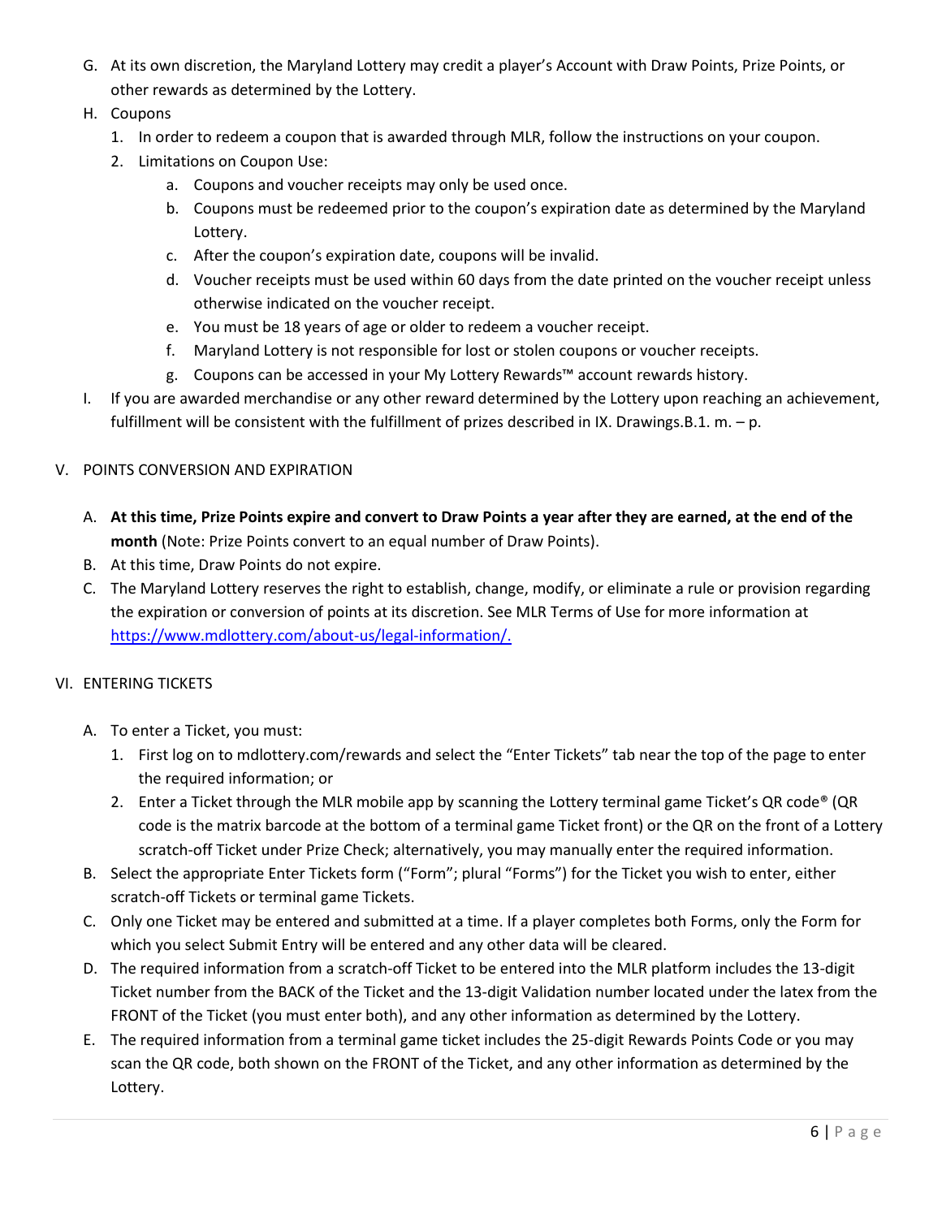G. At its own discretion, the Maryland Lottery may credit a player's Account with Draw Points, Prize Points, or other rewards as determined by the Lottery.

H. Coupons

   1. In order to redeem a coupon that is awarded through MLR, follow the instructions on your coupon.
   2. Limitations on Coupon Use:
      a. Coupons and voucher receipts may only be used once.
      b. Coupons must be redeemed prior to the coupon's expiration date as determined by the Maryland Lottery.
      c. After the coupon's expiration date, coupons will be invalid.
      d. Voucher receipts must be used within 60 days from the date printed on the voucher receipt unless otherwise indicated on the voucher receipt.
      e. You must be 18 years of age or older to redeem a voucher receipt.
      f. Maryland Lottery is not responsible for lost or stolen coupons or voucher receipts.
      g. Coupons can be accessed in your My Lottery Rewards™ account rewards history.

I. If you are awarded merchandise or any other reward determined by the Lottery upon reaching an achievement, fulfillment will be consistent with the fulfillment of prizes described in IX. Drawings.B.1. m. – p.

## V. POINTS CONVERSION AND EXPIRATION

A. **At this time, Prize Points expire and convert to Draw Points a year after they are earned, at the end of the month** (Note: Prize Points convert to an equal number of Draw Points).

B. At this time, Draw Points do not expire.

C. The Maryland Lottery reserves the right to establish, change, modify, or eliminate a rule or provision regarding the expiration or conversion of points at its discretion. See MLR Terms of Use for more information at [https://www.mdlottery.com/about-us/legal-information/.](https://www.mdlottery.com/about-us/legal-information/)

## VI. ENTERING TICKETS

A. To enter a Ticket, you must:

   1. First log on to mdlottery.com/rewards and select the "Enter Tickets" tab near the top of the page to enter the required information; or
   2. Enter a Ticket through the MLR mobile app by scanning the Lottery terminal game Ticket's QR code® (QR code is the matrix barcode at the bottom of a terminal game Ticket front) or the QR on the front of a Lottery scratch-off Ticket under Prize Check; alternatively, you may manually enter the required information.

B. Select the appropriate Enter Tickets form ("Form"; plural "Forms") for the Ticket you wish to enter, either scratch-off Tickets or terminal game Tickets.

C. Only one Ticket may be entered and submitted at a time. If a player completes both Forms, only the Form for which you select Submit Entry will be entered and any other data will be cleared.

D. The required information from a scratch-off Ticket to be entered into the MLR platform includes the 13-digit Ticket number from the BACK of the Ticket and the 13-digit Validation number located under the latex from the FRONT of the Ticket (you must enter both), and any other information as determined by the Lottery.

E. The required information from a terminal game ticket includes the 25-digit Rewards Points Code or you may scan the QR code, both shown on the FRONT of the Ticket, and any other information as determined by the Lottery.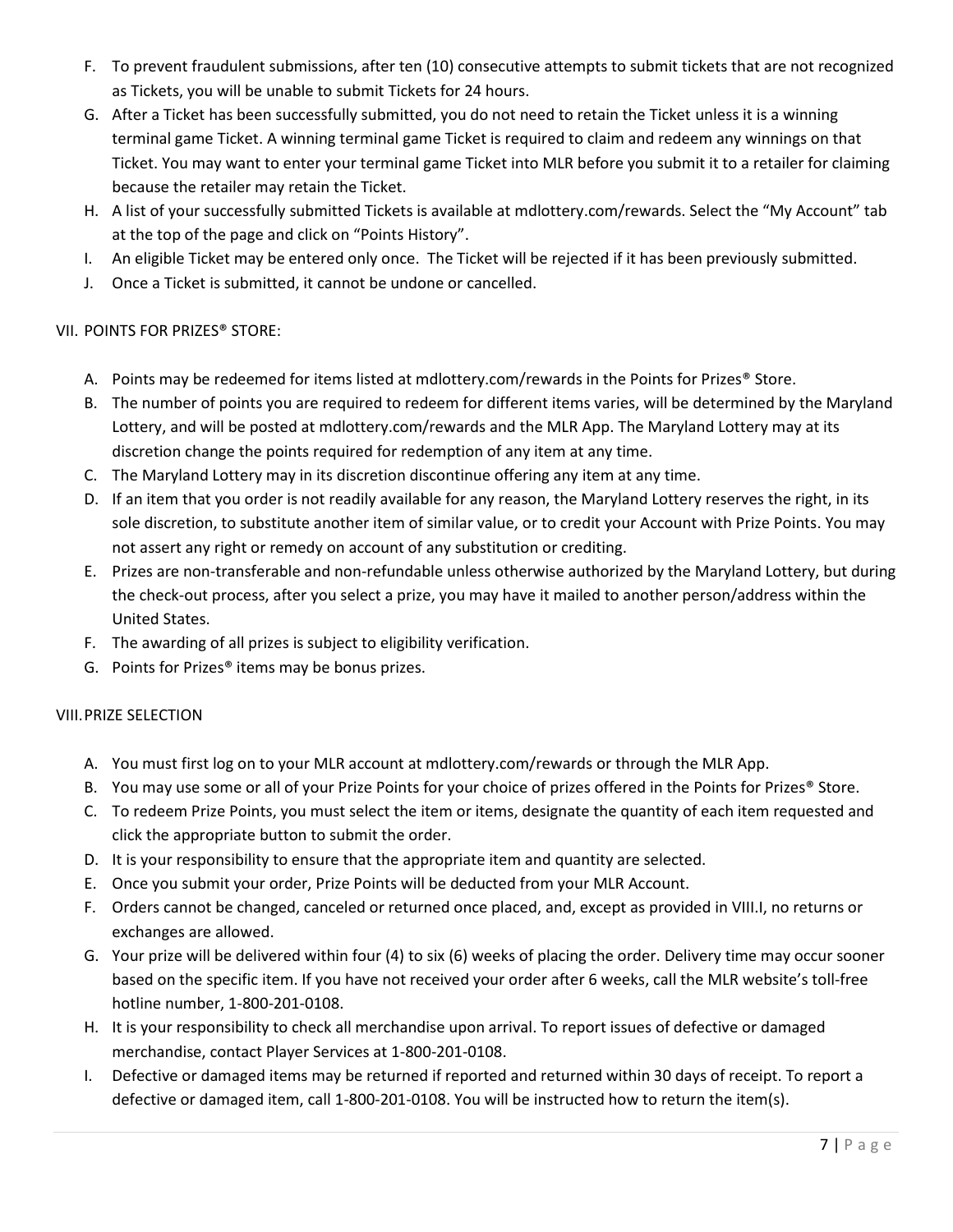F. To prevent fraudulent submissions, after ten (10) consecutive attempts to submit tickets that are not recognized as Tickets, you will be unable to submit Tickets for 24 hours.

G. After a Ticket has been successfully submitted, you do not need to retain the Ticket unless it is a winning terminal game Ticket. A winning terminal game Ticket is required to claim and redeem any winnings on that Ticket. You may want to enter your terminal game Ticket into MLR before you submit it to a retailer for claiming because the retailer may retain the Ticket.

H. A list of your successfully submitted Tickets is available at mdlottery.com/rewards. Select the "My Account" tab at the top of the page and click on "Points History".

I. An eligible Ticket may be entered only once. The Ticket will be rejected if it has been previously submitted.

J. Once a Ticket is submitted, it cannot be undone or cancelled.

VII. POINTS FOR PRIZES® STORE:

A. Points may be redeemed for items listed at mdlottery.com/rewards in the Points for Prizes® Store.

B. The number of points you are required to redeem for different items varies, will be determined by the Maryland Lottery, and will be posted at mdlottery.com/rewards and the MLR App. The Maryland Lottery may at its discretion change the points required for redemption of any item at any time.

C. The Maryland Lottery may in its discretion discontinue offering any item at any time.

D. If an item that you order is not readily available for any reason, the Maryland Lottery reserves the right, in its sole discretion, to substitute another item of similar value, or to credit your Account with Prize Points. You may not assert any right or remedy on account of any substitution or crediting.

E. Prizes are non-transferable and non-refundable unless otherwise authorized by the Maryland Lottery, but during the check-out process, after you select a prize, you may have it mailed to another person/address within the United States.

F. The awarding of all prizes is subject to eligibility verification.

G. Points for Prizes® items may be bonus prizes.

VIII. PRIZE SELECTION

A. You must first log on to your MLR account at mdlottery.com/rewards or through the MLR App.

B. You may use some or all of your Prize Points for your choice of prizes offered in the Points for Prizes® Store.

C. To redeem Prize Points, you must select the item or items, designate the quantity of each item requested and click the appropriate button to submit the order.

D. It is your responsibility to ensure that the appropriate item and quantity are selected.

E. Once you submit your order, Prize Points will be deducted from your MLR Account.

F. Orders cannot be changed, canceled or returned once placed, and, except as provided in VIII.I, no returns or exchanges are allowed.

G. Your prize will be delivered within four (4) to six (6) weeks of placing the order. Delivery time may occur sooner based on the specific item. If you have not received your order after 6 weeks, call the MLR website's toll-free hotline number, 1-800-201-0108.

H. It is your responsibility to check all merchandise upon arrival. To report issues of defective or damaged merchandise, contact Player Services at 1-800-201-0108.

I. Defective or damaged items may be returned if reported and returned within 30 days of receipt. To report a defective or damaged item, call 1-800-201-0108. You will be instructed how to return the item(s).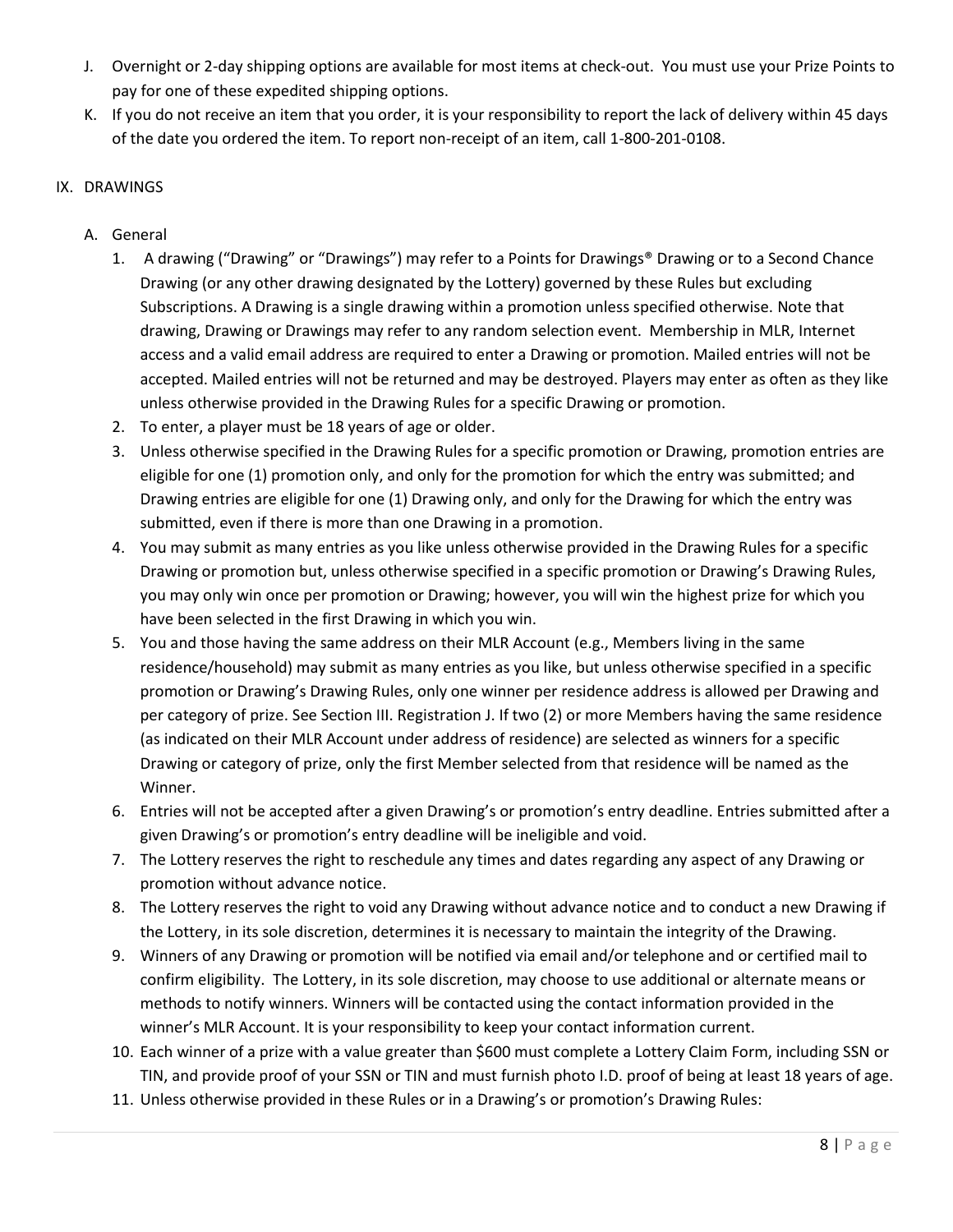J. Overnight or 2-day shipping options are available for most items at check-out. You must use your Prize Points to pay for one of these expedited shipping options.

K. If you do not receive an item that you order, it is your responsibility to report the lack of delivery within 45 days of the date you ordered the item. To report non-receipt of an item, call 1-800-201-0108.

## IX. DRAWINGS

### A. General

1. A drawing ("Drawing" or "Drawings") may refer to a Points for Drawings® Drawing or to a Second Chance Drawing (or any other drawing designated by the Lottery) governed by these Rules but excluding Subscriptions. A Drawing is a single drawing within a promotion unless specified otherwise. Note that drawing, Drawing or Drawings may refer to any random selection event. Membership in MLR, Internet access and a valid email address are required to enter a Drawing or promotion. Mailed entries will not be accepted. Mailed entries will not be returned and may be destroyed. Players may enter as often as they like unless otherwise provided in the Drawing Rules for a specific Drawing or promotion.
2. To enter, a player must be 18 years of age or older.
3. Unless otherwise specified in the Drawing Rules for a specific promotion or Drawing, promotion entries are eligible for one (1) promotion only, and only for the promotion for which the entry was submitted; and Drawing entries are eligible for one (1) Drawing only, and only for the Drawing for which the entry was submitted, even if there is more than one Drawing in a promotion.
4. You may submit as many entries as you like unless otherwise provided in the Drawing Rules for a specific Drawing or promotion but, unless otherwise specified in a specific promotion or Drawing's Drawing Rules, you may only win once per promotion or Drawing; however, you will win the highest prize for which you have been selected in the first Drawing in which you win.
5. You and those having the same address on their MLR Account (e.g., Members living in the same residence/household) may submit as many entries as you like, but unless otherwise specified in a specific promotion or Drawing's Drawing Rules, only one winner per residence address is allowed per Drawing and per category of prize. See Section III. Registration J. If two (2) or more Members having the same residence (as indicated on their MLR Account under address of residence) are selected as winners for a specific Drawing or category of prize, only the first Member selected from that residence will be named as the Winner.
6. Entries will not be accepted after a given Drawing's or promotion's entry deadline. Entries submitted after a given Drawing's or promotion's entry deadline will be ineligible and void.
7. The Lottery reserves the right to reschedule any times and dates regarding any aspect of any Drawing or promotion without advance notice.
8. The Lottery reserves the right to void any Drawing without advance notice and to conduct a new Drawing if the Lottery, in its sole discretion, determines it is necessary to maintain the integrity of the Drawing.
9. Winners of any Drawing or promotion will be notified via email and/or telephone and or certified mail to confirm eligibility. The Lottery, in its sole discretion, may choose to use additional or alternate means or methods to notify winners. Winners will be contacted using the contact information provided in the winner's MLR Account. It is your responsibility to keep your contact information current.
10. Each winner of a prize with a value greater than $600 must complete a Lottery Claim Form, including SSN or TIN, and provide proof of your SSN or TIN and must furnish photo I.D. proof of being at least 18 years of age.
11. Unless otherwise provided in these Rules or in a Drawing's or promotion's Drawing Rules: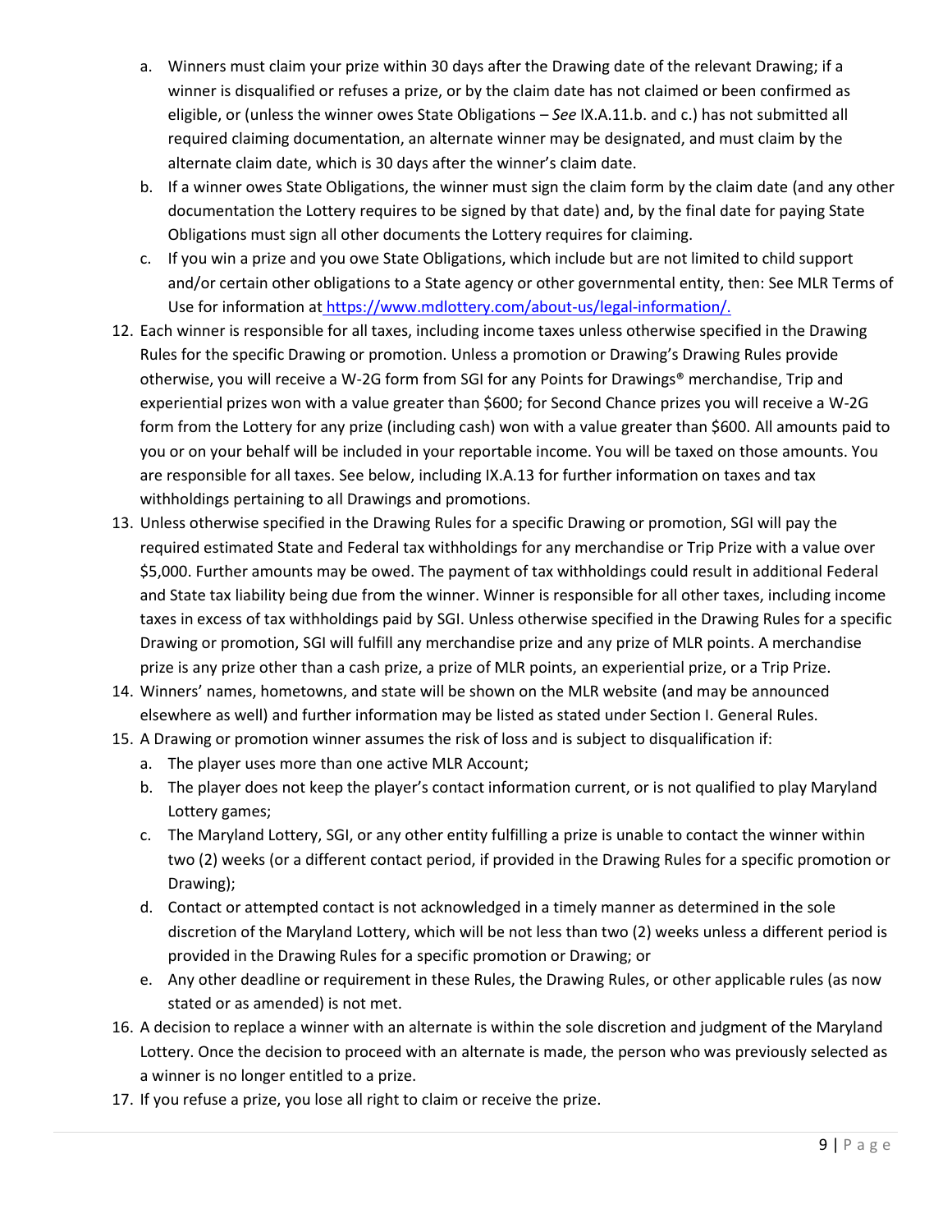a. Winners must claim your prize within 30 days after the Drawing date of the relevant Drawing; if a winner is disqualified or refuses a prize, or by the claim date has not claimed or been confirmed as eligible, or (unless the winner owes State Obligations – *See* IX.A.11.b. and c.) has not submitted all required claiming documentation, an alternate winner may be designated, and must claim by the alternate claim date, which is 30 days after the winner's claim date.
   b. If a winner owes State Obligations, the winner must sign the claim form by the claim date (and any other documentation the Lottery requires to be signed by that date) and, by the final date for paying State Obligations must sign all other documents the Lottery requires for claiming.
   c. If you win a prize and you owe State Obligations, which include but are not limited to child support and/or certain other obligations to a State agency or other governmental entity, then: See MLR Terms of Use for information at [https://www.mdlottery.com/about-us/legal-information/.](https://www.mdlottery.com/about-us/legal-information/)

12. Each winner is responsible for all taxes, including income taxes unless otherwise specified in the Drawing Rules for the specific Drawing or promotion. Unless a promotion or Drawing's Drawing Rules provide otherwise, you will receive a W-2G form from SGI for any Points for Drawings® merchandise, Trip and experiential prizes won with a value greater than $600; for Second Chance prizes you will receive a W-2G form from the Lottery for any prize (including cash) won with a value greater than $600. All amounts paid to you or on your behalf will be included in your reportable income. You will be taxed on those amounts. You are responsible for all taxes. See below, including IX.A.13 for further information on taxes and tax withholdings pertaining to all Drawings and promotions.
13. Unless otherwise specified in the Drawing Rules for a specific Drawing or promotion, SGI will pay the required estimated State and Federal tax withholdings for any merchandise or Trip Prize with a value over $5,000. Further amounts may be owed. The payment of tax withholdings could result in additional Federal and State tax liability being due from the winner. Winner is responsible for all other taxes, including income taxes in excess of tax withholdings paid by SGI. Unless otherwise specified in the Drawing Rules for a specific Drawing or promotion, SGI will fulfill any merchandise prize and any prize of MLR points. A merchandise prize is any prize other than a cash prize, a prize of MLR points, an experiential prize, or a Trip Prize.
14. Winners' names, hometowns, and state will be shown on the MLR website (and may be announced elsewhere as well) and further information may be listed as stated under Section I. General Rules.
15. A Drawing or promotion winner assumes the risk of loss and is subject to disqualification if:
    a. The player uses more than one active MLR Account;
    b. The player does not keep the player's contact information current, or is not qualified to play Maryland Lottery games;
    c. The Maryland Lottery, SGI, or any other entity fulfilling a prize is unable to contact the winner within two (2) weeks (or a different contact period, if provided in the Drawing Rules for a specific promotion or Drawing);
    d. Contact or attempted contact is not acknowledged in a timely manner as determined in the sole discretion of the Maryland Lottery, which will be not less than two (2) weeks unless a different period is provided in the Drawing Rules for a specific promotion or Drawing; or
    e. Any other deadline or requirement in these Rules, the Drawing Rules, or other applicable rules (as now stated or as amended) is not met.
16. A decision to replace a winner with an alternate is within the sole discretion and judgment of the Maryland Lottery. Once the decision to proceed with an alternate is made, the person who was previously selected as a winner is no longer entitled to a prize.
17. If you refuse a prize, you lose all right to claim or receive the prize.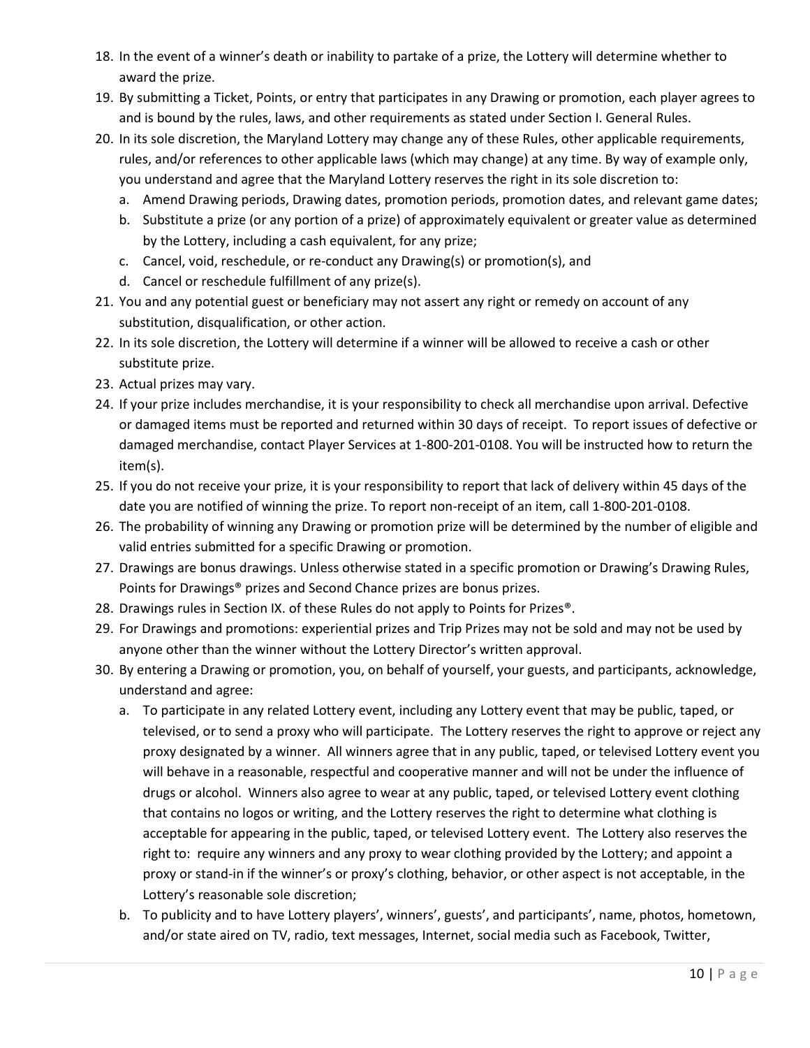18. In the event of a winner's death or inability to partake of a prize, the Lottery will determine whether to award the prize.
19. By submitting a Ticket, Points, or entry that participates in any Drawing or promotion, each player agrees to and is bound by the rules, laws, and other requirements as stated under Section I. General Rules.
20. In its sole discretion, the Maryland Lottery may change any of these Rules, other applicable requirements, rules, and/or references to other applicable laws (which may change) at any time. By way of example only, you understand and agree that the Maryland Lottery reserves the right in its sole discretion to:
    a. Amend Drawing periods, Drawing dates, promotion periods, promotion dates, and relevant game dates;
    b. Substitute a prize (or any portion of a prize) of approximately equivalent or greater value as determined by the Lottery, including a cash equivalent, for any prize;
    c. Cancel, void, reschedule, or re-conduct any Drawing(s) or promotion(s), and
    d. Cancel or reschedule fulfillment of any prize(s).
21. You and any potential guest or beneficiary may not assert any right or remedy on account of any substitution, disqualification, or other action.
22. In its sole discretion, the Lottery will determine if a winner will be allowed to receive a cash or other substitute prize.
23. Actual prizes may vary.
24. If your prize includes merchandise, it is your responsibility to check all merchandise upon arrival. Defective or damaged items must be reported and returned within 30 days of receipt. To report issues of defective or damaged merchandise, contact Player Services at 1-800-201-0108. You will be instructed how to return the item(s).
25. If you do not receive your prize, it is your responsibility to report that lack of delivery within 45 days of the date you are notified of winning the prize. To report non-receipt of an item, call 1-800-201-0108.
26. The probability of winning any Drawing or promotion prize will be determined by the number of eligible and valid entries submitted for a specific Drawing or promotion.
27. Drawings are bonus drawings. Unless otherwise stated in a specific promotion or Drawing's Drawing Rules, Points for Drawings® prizes and Second Chance prizes are bonus prizes.
28. Drawings rules in Section IX. of these Rules do not apply to Points for Prizes®.
29. For Drawings and promotions: experiential prizes and Trip Prizes may not be sold and may not be used by anyone other than the winner without the Lottery Director's written approval.
30. By entering a Drawing or promotion, you, on behalf of yourself, your guests, and participants, acknowledge, understand and agree:
    a. To participate in any related Lottery event, including any Lottery event that may be public, taped, or televised, or to send a proxy who will participate. The Lottery reserves the right to approve or reject any proxy designated by a winner. All winners agree that in any public, taped, or televised Lottery event you will behave in a reasonable, respectful and cooperative manner and will not be under the influence of drugs or alcohol. Winners also agree to wear at any public, taped, or televised Lottery event clothing that contains no logos or writing, and the Lottery reserves the right to determine what clothing is acceptable for appearing in the public, taped, or televised Lottery event. The Lottery also reserves the right to: require any winners and any proxy to wear clothing provided by the Lottery; and appoint a proxy or stand-in if the winner's or proxy's clothing, behavior, or other aspect is not acceptable, in the Lottery's reasonable sole discretion;
    b. To publicity and to have Lottery players', winners', guests', and participants', name, photos, hometown, and/or state aired on TV, radio, text messages, Internet, social media such as Facebook, Twitter,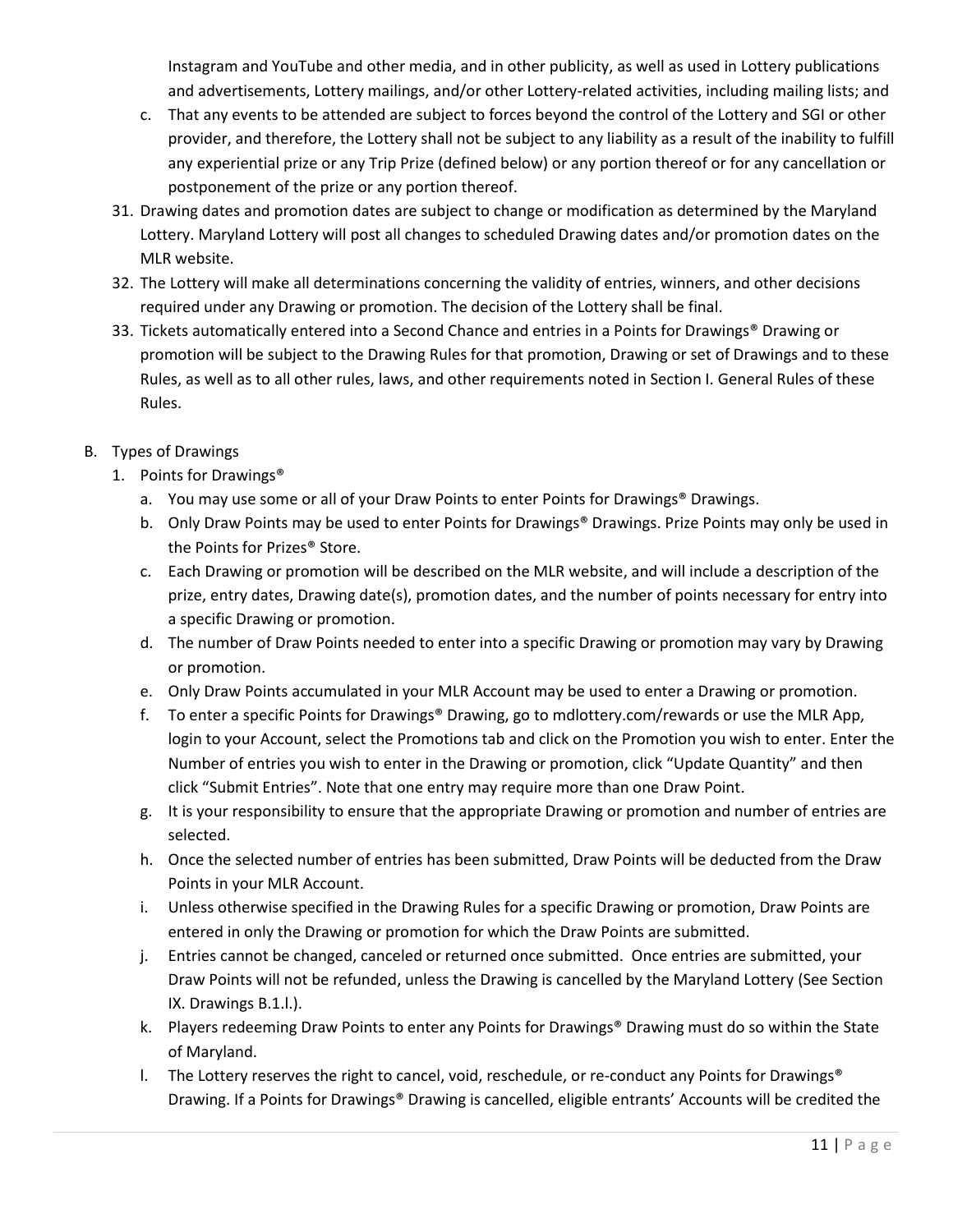Instagram and YouTube and other media, and in other publicity, as well as used in Lottery publications and advertisements, Lottery mailings, and/or other Lottery-related activities, including mailing lists; and

   c. That any events to be attended are subject to forces beyond the control of the Lottery and SGI or other provider, and therefore, the Lottery shall not be subject to any liability as a result of the inability to fulfill any experiential prize or any Trip Prize (defined below) or any portion thereof or for any cancellation or postponement of the prize or any portion thereof.

31. Drawing dates and promotion dates are subject to change or modification as determined by the Maryland Lottery. Maryland Lottery will post all changes to scheduled Drawing dates and/or promotion dates on the MLR website.
32. The Lottery will make all determinations concerning the validity of entries, winners, and other decisions required under any Drawing or promotion. The decision of the Lottery shall be final.
33. Tickets automatically entered into a Second Chance and entries in a Points for Drawings® Drawing or promotion will be subject to the Drawing Rules for that promotion, Drawing or set of Drawings and to these Rules, as well as to all other rules, laws, and other requirements noted in Section I. General Rules of these Rules.

B. Types of Drawings
   1. Points for Drawings®
      a. You may use some or all of your Draw Points to enter Points for Drawings® Drawings.
      b. Only Draw Points may be used to enter Points for Drawings® Drawings. Prize Points may only be used in the Points for Prizes® Store.
      c. Each Drawing or promotion will be described on the MLR website, and will include a description of the prize, entry dates, Drawing date(s), promotion dates, and the number of points necessary for entry into a specific Drawing or promotion.
      d. The number of Draw Points needed to enter into a specific Drawing or promotion may vary by Drawing or promotion.
      e. Only Draw Points accumulated in your MLR Account may be used to enter a Drawing or promotion.
      f. To enter a specific Points for Drawings® Drawing, go to mdlottery.com/rewards or use the MLR App, login to your Account, select the Promotions tab and click on the Promotion you wish to enter. Enter the Number of entries you wish to enter in the Drawing or promotion, click "Update Quantity" and then click "Submit Entries". Note that one entry may require more than one Draw Point.
      g. It is your responsibility to ensure that the appropriate Drawing or promotion and number of entries are selected.
      h. Once the selected number of entries has been submitted, Draw Points will be deducted from the Draw Points in your MLR Account.
      i. Unless otherwise specified in the Drawing Rules for a specific Drawing or promotion, Draw Points are entered in only the Drawing or promotion for which the Draw Points are submitted.
      j. Entries cannot be changed, canceled or returned once submitted. Once entries are submitted, your Draw Points will not be refunded, unless the Drawing is cancelled by the Maryland Lottery (See Section IX. Drawings B.1.l.).
      k. Players redeeming Draw Points to enter any Points for Drawings® Drawing must do so within the State of Maryland.
      l. The Lottery reserves the right to cancel, void, reschedule, or re-conduct any Points for Drawings® Drawing. If a Points for Drawings® Drawing is cancelled, eligible entrants' Accounts will be credited the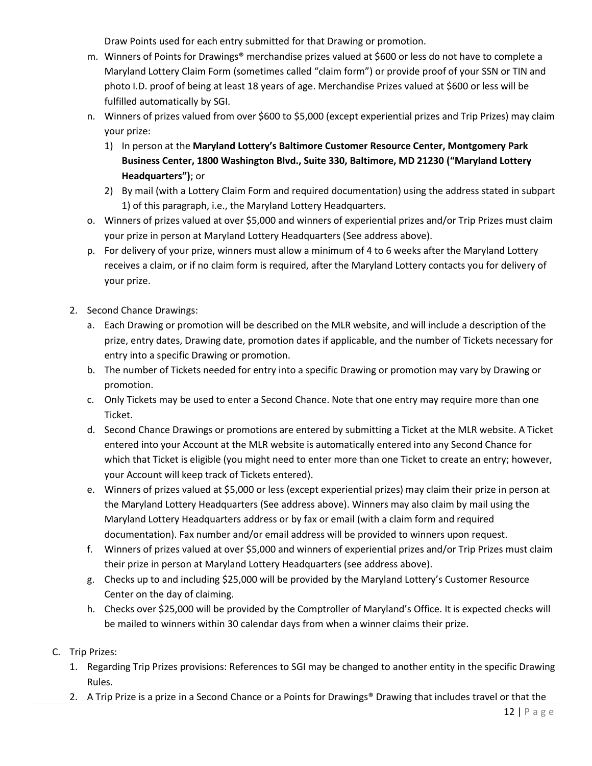Draw Points used for each entry submitted for that Drawing or promotion.

m. Winners of Points for Drawings® merchandise prizes valued at $600 or less do not have to complete a Maryland Lottery Claim Form (sometimes called "claim form") or provide proof of your SSN or TIN and photo I.D. proof of being at least 18 years of age. Merchandise Prizes valued at $600 or less will be fulfilled automatically by SGI.

n. Winners of prizes valued from over $600 to $5,000 (except experiential prizes and Trip Prizes) may claim your prize:
   1) In person at the **Maryland Lottery's Baltimore Customer Resource Center, Montgomery Park Business Center, 1800 Washington Blvd., Suite 330, Baltimore, MD 21230 ("Maryland Lottery Headquarters")**; or
   2) By mail (with a Lottery Claim Form and required documentation) using the address stated in subpart 1) of this paragraph, i.e., the Maryland Lottery Headquarters.

o. Winners of prizes valued at over $5,000 and winners of experiential prizes and/or Trip Prizes must claim your prize in person at Maryland Lottery Headquarters (See address above).

p. For delivery of your prize, winners must allow a minimum of 4 to 6 weeks after the Maryland Lottery receives a claim, or if no claim form is required, after the Maryland Lottery contacts you for delivery of your prize.

2. Second Chance Drawings:
   a. Each Drawing or promotion will be described on the MLR website, and will include a description of the prize, entry dates, Drawing date, promotion dates if applicable, and the number of Tickets necessary for entry into a specific Drawing or promotion.
   b. The number of Tickets needed for entry into a specific Drawing or promotion may vary by Drawing or promotion.
   c. Only Tickets may be used to enter a Second Chance. Note that one entry may require more than one Ticket.
   d. Second Chance Drawings or promotions are entered by submitting a Ticket at the MLR website. A Ticket entered into your Account at the MLR website is automatically entered into any Second Chance for which that Ticket is eligible (you might need to enter more than one Ticket to create an entry; however, your Account will keep track of Tickets entered).
   e. Winners of prizes valued at $5,000 or less (except experiential prizes) may claim their prize in person at the Maryland Lottery Headquarters (See address above). Winners may also claim by mail using the Maryland Lottery Headquarters address or by fax or email (with a claim form and required documentation). Fax number and/or email address will be provided to winners upon request.
   f. Winners of prizes valued at over $5,000 and winners of experiential prizes and/or Trip Prizes must claim their prize in person at Maryland Lottery Headquarters (see address above).
   g. Checks up to and including $25,000 will be provided by the Maryland Lottery's Customer Resource Center on the day of claiming.
   h. Checks over $25,000 will be provided by the Comptroller of Maryland's Office. It is expected checks will be mailed to winners within 30 calendar days from when a winner claims their prize.

C. Trip Prizes:
   1. Regarding Trip Prizes provisions: References to SGI may be changed to another entity in the specific Drawing Rules.
   2. A Trip Prize is a prize in a Second Chance or a Points for Drawings® Drawing that includes travel or that the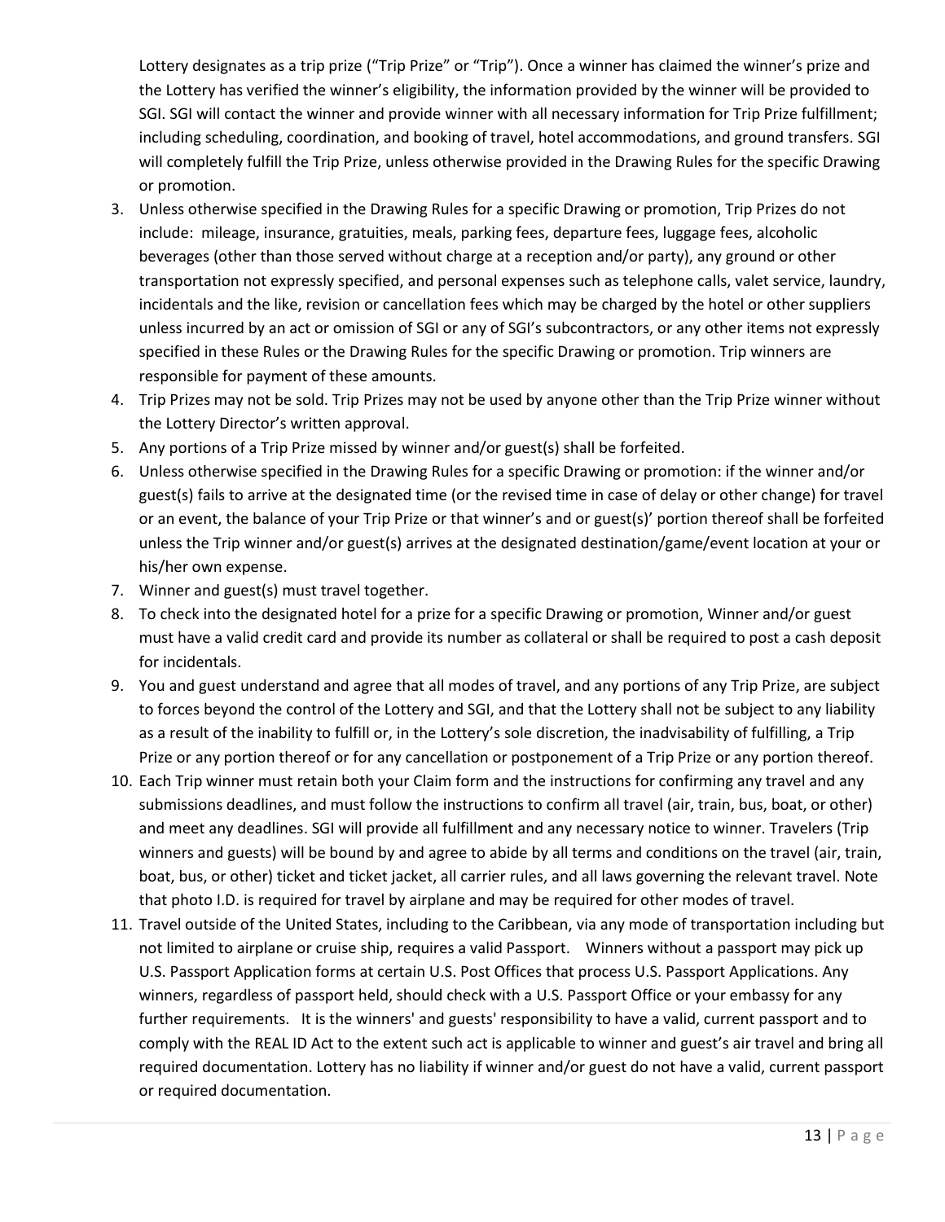Lottery designates as a trip prize ("Trip Prize" or "Trip"). Once a winner has claimed the winner's prize and the Lottery has verified the winner's eligibility, the information provided by the winner will be provided to SGI. SGI will contact the winner and provide winner with all necessary information for Trip Prize fulfillment; including scheduling, coordination, and booking of travel, hotel accommodations, and ground transfers. SGI will completely fulfill the Trip Prize, unless otherwise provided in the Drawing Rules for the specific Drawing or promotion.

3. Unless otherwise specified in the Drawing Rules for a specific Drawing or promotion, Trip Prizes do not include: mileage, insurance, gratuities, meals, parking fees, departure fees, luggage fees, alcoholic beverages (other than those served without charge at a reception and/or party), any ground or other transportation not expressly specified, and personal expenses such as telephone calls, valet service, laundry, incidentals and the like, revision or cancellation fees which may be charged by the hotel or other suppliers unless incurred by an act or omission of SGI or any of SGI's subcontractors, or any other items not expressly specified in these Rules or the Drawing Rules for the specific Drawing or promotion. Trip winners are responsible for payment of these amounts.
4. Trip Prizes may not be sold. Trip Prizes may not be used by anyone other than the Trip Prize winner without the Lottery Director's written approval.
5. Any portions of a Trip Prize missed by winner and/or guest(s) shall be forfeited.
6. Unless otherwise specified in the Drawing Rules for a specific Drawing or promotion: if the winner and/or guest(s) fails to arrive at the designated time (or the revised time in case of delay or other change) for travel or an event, the balance of your Trip Prize or that winner's and or guest(s)' portion thereof shall be forfeited unless the Trip winner and/or guest(s) arrives at the designated destination/game/event location at your or his/her own expense.
7. Winner and guest(s) must travel together.
8. To check into the designated hotel for a prize for a specific Drawing or promotion, Winner and/or guest must have a valid credit card and provide its number as collateral or shall be required to post a cash deposit for incidentals.
9. You and guest understand and agree that all modes of travel, and any portions of any Trip Prize, are subject to forces beyond the control of the Lottery and SGI, and that the Lottery shall not be subject to any liability as a result of the inability to fulfill or, in the Lottery's sole discretion, the inadvisability of fulfilling, a Trip Prize or any portion thereof or for any cancellation or postponement of a Trip Prize or any portion thereof.
10. Each Trip winner must retain both your Claim form and the instructions for confirming any travel and any submissions deadlines, and must follow the instructions to confirm all travel (air, train, bus, boat, or other) and meet any deadlines. SGI will provide all fulfillment and any necessary notice to winner. Travelers (Trip winners and guests) will be bound by and agree to abide by all terms and conditions on the travel (air, train, boat, bus, or other) ticket and ticket jacket, all carrier rules, and all laws governing the relevant travel. Note that photo I.D. is required for travel by airplane and may be required for other modes of travel.
11. Travel outside of the United States, including to the Caribbean, via any mode of transportation including but not limited to airplane or cruise ship, requires a valid Passport. Winners without a passport may pick up U.S. Passport Application forms at certain U.S. Post Offices that process U.S. Passport Applications. Any winners, regardless of passport held, should check with a U.S. Passport Office or your embassy for any further requirements. It is the winners' and guests' responsibility to have a valid, current passport and to comply with the REAL ID Act to the extent such act is applicable to winner and guest's air travel and bring all required documentation. Lottery has no liability if winner and/or guest do not have a valid, current passport or required documentation.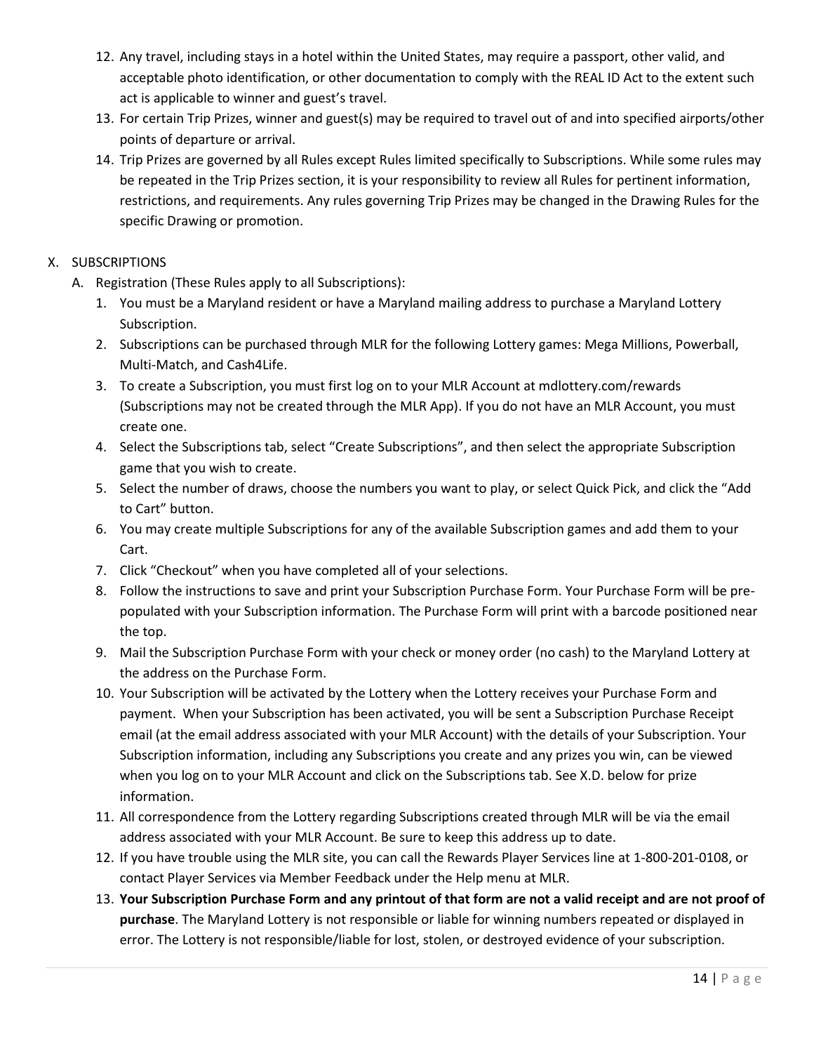12. Any travel, including stays in a hotel within the United States, may require a passport, other valid, and acceptable photo identification, or other documentation to comply with the REAL ID Act to the extent such act is applicable to winner and guest's travel.
13. For certain Trip Prizes, winner and guest(s) may be required to travel out of and into specified airports/other points of departure or arrival.
14. Trip Prizes are governed by all Rules except Rules limited specifically to Subscriptions. While some rules may be repeated in the Trip Prizes section, it is your responsibility to review all Rules for pertinent information, restrictions, and requirements. Any rules governing Trip Prizes may be changed in the Drawing Rules for the specific Drawing or promotion.

## X. SUBSCRIPTIONS

### A. Registration (These Rules apply to all Subscriptions):

1. You must be a Maryland resident or have a Maryland mailing address to purchase a Maryland Lottery Subscription.
2. Subscriptions can be purchased through MLR for the following Lottery games: Mega Millions, Powerball, Multi-Match, and Cash4Life.
3. To create a Subscription, you must first log on to your MLR Account at mdlottery.com/rewards (Subscriptions may not be created through the MLR App). If you do not have an MLR Account, you must create one.
4. Select the Subscriptions tab, select "Create Subscriptions", and then select the appropriate Subscription game that you wish to create.
5. Select the number of draws, choose the numbers you want to play, or select Quick Pick, and click the "Add to Cart" button.
6. You may create multiple Subscriptions for any of the available Subscription games and add them to your Cart.
7. Click "Checkout" when you have completed all of your selections.
8. Follow the instructions to save and print your Subscription Purchase Form. Your Purchase Form will be pre-populated with your Subscription information. The Purchase Form will print with a barcode positioned near the top.
9. Mail the Subscription Purchase Form with your check or money order (no cash) to the Maryland Lottery at the address on the Purchase Form.
10. Your Subscription will be activated by the Lottery when the Lottery receives your Purchase Form and payment. When your Subscription has been activated, you will be sent a Subscription Purchase Receipt email (at the email address associated with your MLR Account) with the details of your Subscription. Your Subscription information, including any Subscriptions you create and any prizes you win, can be viewed when you log on to your MLR Account and click on the Subscriptions tab. See X.D. below for prize information.
11. All correspondence from the Lottery regarding Subscriptions created through MLR will be via the email address associated with your MLR Account. Be sure to keep this address up to date.
12. If you have trouble using the MLR site, you can call the Rewards Player Services line at 1-800-201-0108, or contact Player Services via Member Feedback under the Help menu at MLR.
13. **Your Subscription Purchase Form and any printout of that form are not a valid receipt and are not proof of purchase**. The Maryland Lottery is not responsible or liable for winning numbers repeated or displayed in error. The Lottery is not responsible/liable for lost, stolen, or destroyed evidence of your subscription.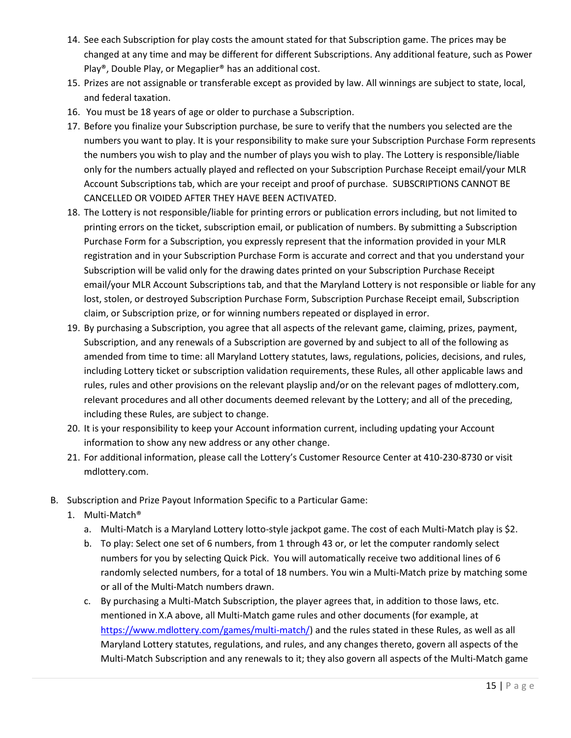14. See each Subscription for play costs the amount stated for that Subscription game. The prices may be changed at any time and may be different for different Subscriptions. Any additional feature, such as Power Play®, Double Play, or Megaplier® has an additional cost.
15. Prizes are not assignable or transferable except as provided by law. All winnings are subject to state, local, and federal taxation.
16. You must be 18 years of age or older to purchase a Subscription.
17. Before you finalize your Subscription purchase, be sure to verify that the numbers you selected are the numbers you want to play. It is your responsibility to make sure your Subscription Purchase Form represents the numbers you wish to play and the number of plays you wish to play. The Lottery is responsible/liable only for the numbers actually played and reflected on your Subscription Purchase Receipt email/your MLR Account Subscriptions tab, which are your receipt and proof of purchase. SUBSCRIPTIONS CANNOT BE CANCELLED OR VOIDED AFTER THEY HAVE BEEN ACTIVATED.
18. The Lottery is not responsible/liable for printing errors or publication errors including, but not limited to printing errors on the ticket, subscription email, or publication of numbers. By submitting a Subscription Purchase Form for a Subscription, you expressly represent that the information provided in your MLR registration and in your Subscription Purchase Form is accurate and correct and that you understand your Subscription will be valid only for the drawing dates printed on your Subscription Purchase Receipt email/your MLR Account Subscriptions tab, and that the Maryland Lottery is not responsible or liable for any lost, stolen, or destroyed Subscription Purchase Form, Subscription Purchase Receipt email, Subscription claim, or Subscription prize, or for winning numbers repeated or displayed in error.
19. By purchasing a Subscription, you agree that all aspects of the relevant game, claiming, prizes, payment, Subscription, and any renewals of a Subscription are governed by and subject to all of the following as amended from time to time: all Maryland Lottery statutes, laws, regulations, policies, decisions, and rules, including Lottery ticket or subscription validation requirements, these Rules, all other applicable laws and rules, rules and other provisions on the relevant playslip and/or on the relevant pages of mdlottery.com, relevant procedures and all other documents deemed relevant by the Lottery; and all of the preceding, including these Rules, are subject to change.
20. It is your responsibility to keep your Account information current, including updating your Account information to show any new address or any other change.
21. For additional information, please call the Lottery's Customer Resource Center at 410-230-8730 or visit mdlottery.com.

B. Subscription and Prize Payout Information Specific to a Particular Game:
   1. Multi-Match®
      a. Multi-Match is a Maryland Lottery lotto-style jackpot game. The cost of each Multi-Match play is $2.
      b. To play: Select one set of 6 numbers, from 1 through 43 or, or let the computer randomly select numbers for you by selecting Quick Pick. You will automatically receive two additional lines of 6 randomly selected numbers, for a total of 18 numbers. You win a Multi-Match prize by matching some or all of the Multi-Match numbers drawn.
      c. By purchasing a Multi-Match Subscription, the player agrees that, in addition to those laws, etc. mentioned in X.A above, all Multi-Match game rules and other documents (for example, at [https://www.mdlottery.com/games/multi-match/](https://www.mdlottery.com/games/multi-match/)) and the rules stated in these Rules, as well as all Maryland Lottery statutes, regulations, and rules, and any changes thereto, govern all aspects of the Multi-Match Subscription and any renewals to it; they also govern all aspects of the Multi-Match game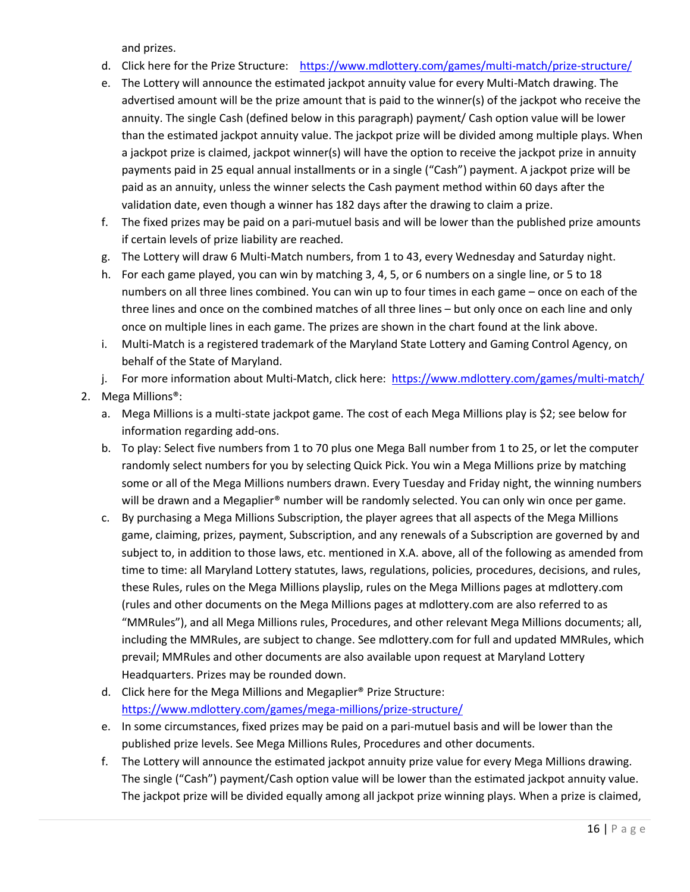and prizes.

   d. Click here for the Prize Structure: https://www.mdlottery.com/games/multi-match/prize-structure/
   e. The Lottery will announce the estimated jackpot annuity value for every Multi-Match drawing. The advertised amount will be the prize amount that is paid to the winner(s) of the jackpot who receive the annuity. The single Cash (defined below in this paragraph) payment/ Cash option value will be lower than the estimated jackpot annuity value. The jackpot prize will be divided among multiple plays. When a jackpot prize is claimed, jackpot winner(s) will have the option to receive the jackpot prize in annuity payments paid in 25 equal annual installments or in a single ("Cash") payment. A jackpot prize will be paid as an annuity, unless the winner selects the Cash payment method within 60 days after the validation date, even though a winner has 182 days after the drawing to claim a prize.
   f. The fixed prizes may be paid on a pari-mutuel basis and will be lower than the published prize amounts if certain levels of prize liability are reached.
   g. The Lottery will draw 6 Multi-Match numbers, from 1 to 43, every Wednesday and Saturday night.
   h. For each game played, you can win by matching 3, 4, 5, or 6 numbers on a single line, or 5 to 18 numbers on all three lines combined. You can win up to four times in each game – once on each of the three lines and once on the combined matches of all three lines – but only once on each line and only once on multiple lines in each game. The prizes are shown in the chart found at the link above.
   i. Multi-Match is a registered trademark of the Maryland State Lottery and Gaming Control Agency, on behalf of the State of Maryland.
   j. For more information about Multi-Match, click here: https://www.mdlottery.com/games/multi-match/

2. Mega Millions®:
   a. Mega Millions is a multi-state jackpot game. The cost of each Mega Millions play is $2; see below for information regarding add-ons.
   b. To play: Select five numbers from 1 to 70 plus one Mega Ball number from 1 to 25, or let the computer randomly select numbers for you by selecting Quick Pick. You win a Mega Millions prize by matching some or all of the Mega Millions numbers drawn. Every Tuesday and Friday night, the winning numbers will be drawn and a Megaplier® number will be randomly selected. You can only win once per game.
   c. By purchasing a Mega Millions Subscription, the player agrees that all aspects of the Mega Millions game, claiming, prizes, payment, Subscription, and any renewals of a Subscription are governed by and subject to, in addition to those laws, etc. mentioned in X.A. above, all of the following as amended from time to time: all Maryland Lottery statutes, laws, regulations, policies, procedures, decisions, and rules, these Rules, rules on the Mega Millions playslip, rules on the Mega Millions pages at mdlottery.com (rules and other documents on the Mega Millions pages at mdlottery.com are also referred to as "MMRules"), and all Mega Millions rules, Procedures, and other relevant Mega Millions documents; all, including the MMRules, are subject to change. See mdlottery.com for full and updated MMRules, which prevail; MMRules and other documents are also available upon request at Maryland Lottery Headquarters. Prizes may be rounded down.
   d. Click here for the Mega Millions and Megaplier® Prize Structure: https://www.mdlottery.com/games/mega-millions/prize-structure/
   e. In some circumstances, fixed prizes may be paid on a pari-mutuel basis and will be lower than the published prize levels. See Mega Millions Rules, Procedures and other documents.
   f. The Lottery will announce the estimated jackpot annuity prize value for every Mega Millions drawing. The single ("Cash") payment/Cash option value will be lower than the estimated jackpot annuity value. The jackpot prize will be divided equally among all jackpot prize winning plays. When a prize is claimed,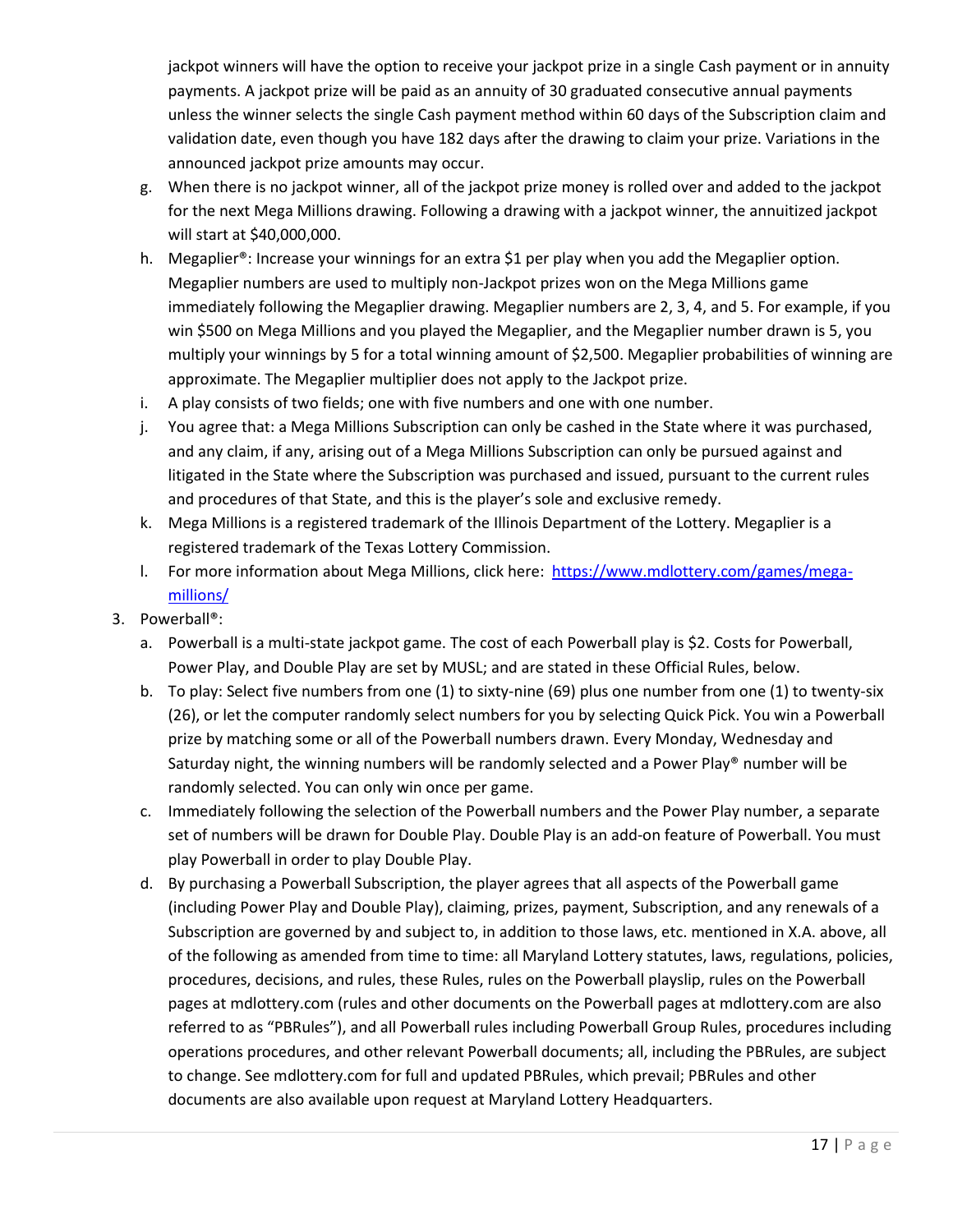jackpot winners will have the option to receive your jackpot prize in a single Cash payment or in annuity payments. A jackpot prize will be paid as an annuity of 30 graduated consecutive annual payments unless the winner selects the single Cash payment method within 60 days of the Subscription claim and validation date, even though you have 182 days after the drawing to claim your prize. Variations in the announced jackpot prize amounts may occur.

g. When there is no jackpot winner, all of the jackpot prize money is rolled over and added to the jackpot for the next Mega Millions drawing. Following a drawing with a jackpot winner, the annuitized jackpot will start at $40,000,000.

h. Megaplier®: Increase your winnings for an extra $1 per play when you add the Megaplier option. Megaplier numbers are used to multiply non-Jackpot prizes won on the Mega Millions game immediately following the Megaplier drawing. Megaplier numbers are 2, 3, 4, and 5. For example, if you win $500 on Mega Millions and you played the Megaplier, and the Megaplier number drawn is 5, you multiply your winnings by 5 for a total winning amount of $2,500. Megaplier probabilities of winning are approximate. The Megaplier multiplier does not apply to the Jackpot prize.

i. A play consists of two fields; one with five numbers and one with one number.

j. You agree that: a Mega Millions Subscription can only be cashed in the State where it was purchased, and any claim, if any, arising out of a Mega Millions Subscription can only be pursued against and litigated in the State where the Subscription was purchased and issued, pursuant to the current rules and procedures of that State, and this is the player's sole and exclusive remedy.

k. Mega Millions is a registered trademark of the Illinois Department of the Lottery. Megaplier is a registered trademark of the Texas Lottery Commission.

l. For more information about Mega Millions, click here: [https://www.mdlottery.com/games/mega-millions/](https://www.mdlottery.com/games/mega-millions/)

3. Powerball®:

   a. Powerball is a multi-state jackpot game. The cost of each Powerball play is $2. Costs for Powerball, Power Play, and Double Play are set by MUSL; and are stated in these Official Rules, below.

   b. To play: Select five numbers from one (1) to sixty-nine (69) plus one number from one (1) to twenty-six (26), or let the computer randomly select numbers for you by selecting Quick Pick. You win a Powerball prize by matching some or all of the Powerball numbers drawn. Every Monday, Wednesday and Saturday night, the winning numbers will be randomly selected and a Power Play® number will be randomly selected. You can only win once per game.

   c. Immediately following the selection of the Powerball numbers and the Power Play number, a separate set of numbers will be drawn for Double Play. Double Play is an add-on feature of Powerball. You must play Powerball in order to play Double Play.

   d. By purchasing a Powerball Subscription, the player agrees that all aspects of the Powerball game (including Power Play and Double Play), claiming, prizes, payment, Subscription, and any renewals of a Subscription are governed by and subject to, in addition to those laws, etc. mentioned in X.A. above, all of the following as amended from time to time: all Maryland Lottery statutes, laws, regulations, policies, procedures, decisions, and rules, these Rules, rules on the Powerball playslip, rules on the Powerball pages at mdlottery.com (rules and other documents on the Powerball pages at mdlottery.com are also referred to as "PBRules"), and all Powerball rules including Powerball Group Rules, procedures including operations procedures, and other relevant Powerball documents; all, including the PBRules, are subject to change. See mdlottery.com for full and updated PBRules, which prevail; PBRules and other documents are also available upon request at Maryland Lottery Headquarters.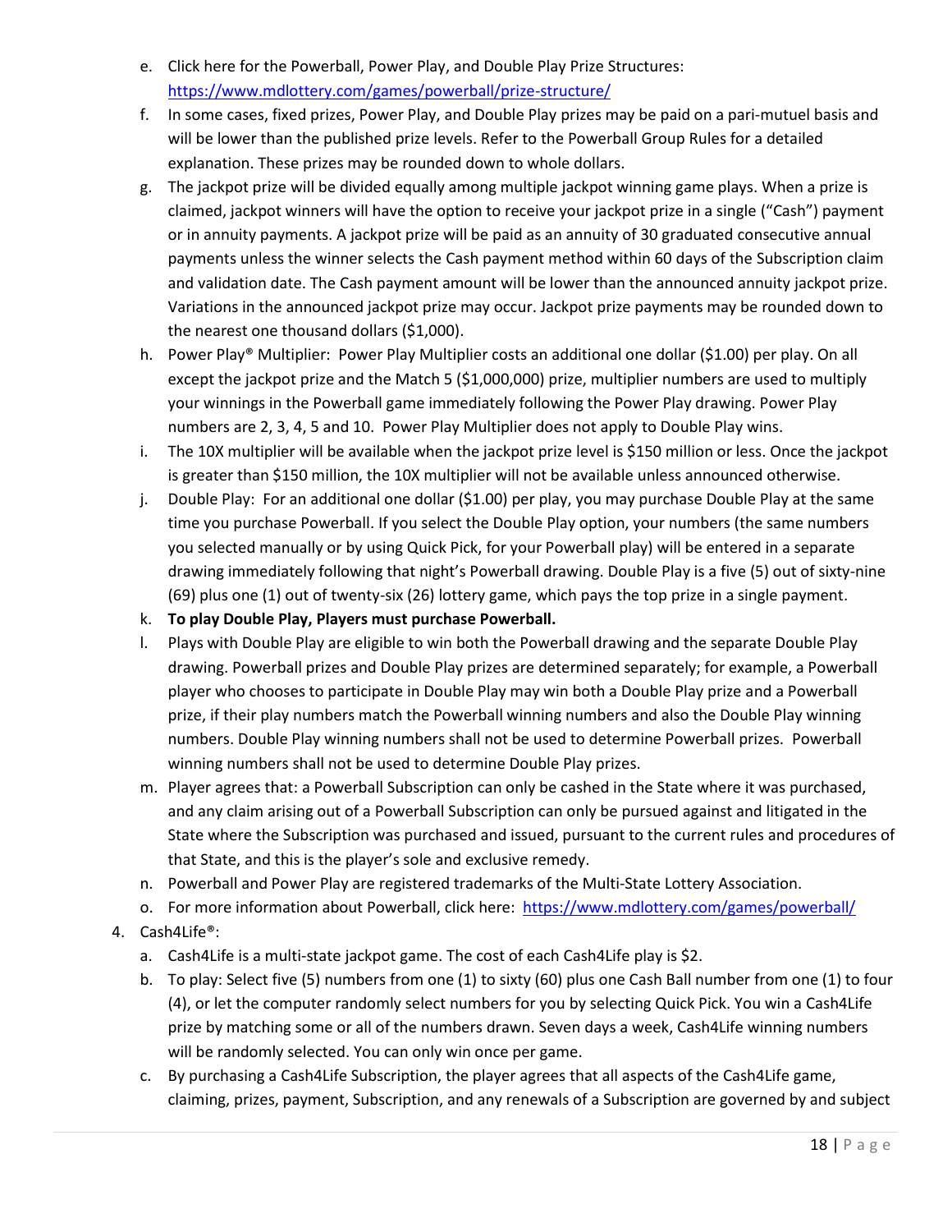e. Click here for the Powerball, Power Play, and Double Play Prize Structures: https://www.mdlottery.com/games/powerball/prize-structure/
f. In some cases, fixed prizes, Power Play, and Double Play prizes may be paid on a pari-mutuel basis and will be lower than the published prize levels. Refer to the Powerball Group Rules for a detailed explanation. These prizes may be rounded down to whole dollars.
g. The jackpot prize will be divided equally among multiple jackpot winning game plays. When a prize is claimed, jackpot winners will have the option to receive your jackpot prize in a single ("Cash") payment or in annuity payments. A jackpot prize will be paid as an annuity of 30 graduated consecutive annual payments unless the winner selects the Cash payment method within 60 days of the Subscription claim and validation date. The Cash payment amount will be lower than the announced annuity jackpot prize. Variations in the announced jackpot prize may occur. Jackpot prize payments may be rounded down to the nearest one thousand dollars ($1,000).
h. Power Play® Multiplier: Power Play Multiplier costs an additional one dollar ($1.00) per play. On all except the jackpot prize and the Match 5 ($1,000,000) prize, multiplier numbers are used to multiply your winnings in the Powerball game immediately following the Power Play drawing. Power Play numbers are 2, 3, 4, 5 and 10. Power Play Multiplier does not apply to Double Play wins.
i. The 10X multiplier will be available when the jackpot prize level is $150 million or less. Once the jackpot is greater than $150 million, the 10X multiplier will not be available unless announced otherwise.
j. Double Play: For an additional one dollar ($1.00) per play, you may purchase Double Play at the same time you purchase Powerball. If you select the Double Play option, your numbers (the same numbers you selected manually or by using Quick Pick, for your Powerball play) will be entered in a separate drawing immediately following that night's Powerball drawing. Double Play is a five (5) out of sixty-nine (69) plus one (1) out of twenty-six (26) lottery game, which pays the top prize in a single payment.
k. **To play Double Play, Players must purchase Powerball.**
l. Plays with Double Play are eligible to win both the Powerball drawing and the separate Double Play drawing. Powerball prizes and Double Play prizes are determined separately; for example, a Powerball player who chooses to participate in Double Play may win both a Double Play prize and a Powerball prize, if their play numbers match the Powerball winning numbers and also the Double Play winning numbers. Double Play winning numbers shall not be used to determine Powerball prizes. Powerball winning numbers shall not be used to determine Double Play prizes.
m. Player agrees that: a Powerball Subscription can only be cashed in the State where it was purchased, and any claim arising out of a Powerball Subscription can only be pursued against and litigated in the State where the Subscription was purchased and issued, pursuant to the current rules and procedures of that State, and this is the player's sole and exclusive remedy.
n. Powerball and Power Play are registered trademarks of the Multi-State Lottery Association.
o. For more information about Powerball, click here: https://www.mdlottery.com/games/powerball/

4. Cash4Life®:
   a. Cash4Life is a multi-state jackpot game. The cost of each Cash4Life play is $2.
   b. To play: Select five (5) numbers from one (1) to sixty (60) plus one Cash Ball number from one (1) to four (4), or let the computer randomly select numbers for you by selecting Quick Pick. You win a Cash4Life prize by matching some or all of the numbers drawn. Seven days a week, Cash4Life winning numbers will be randomly selected. You can only win once per game.
   c. By purchasing a Cash4Life Subscription, the player agrees that all aspects of the Cash4Life game, claiming, prizes, payment, Subscription, and any renewals of a Subscription are governed by and subject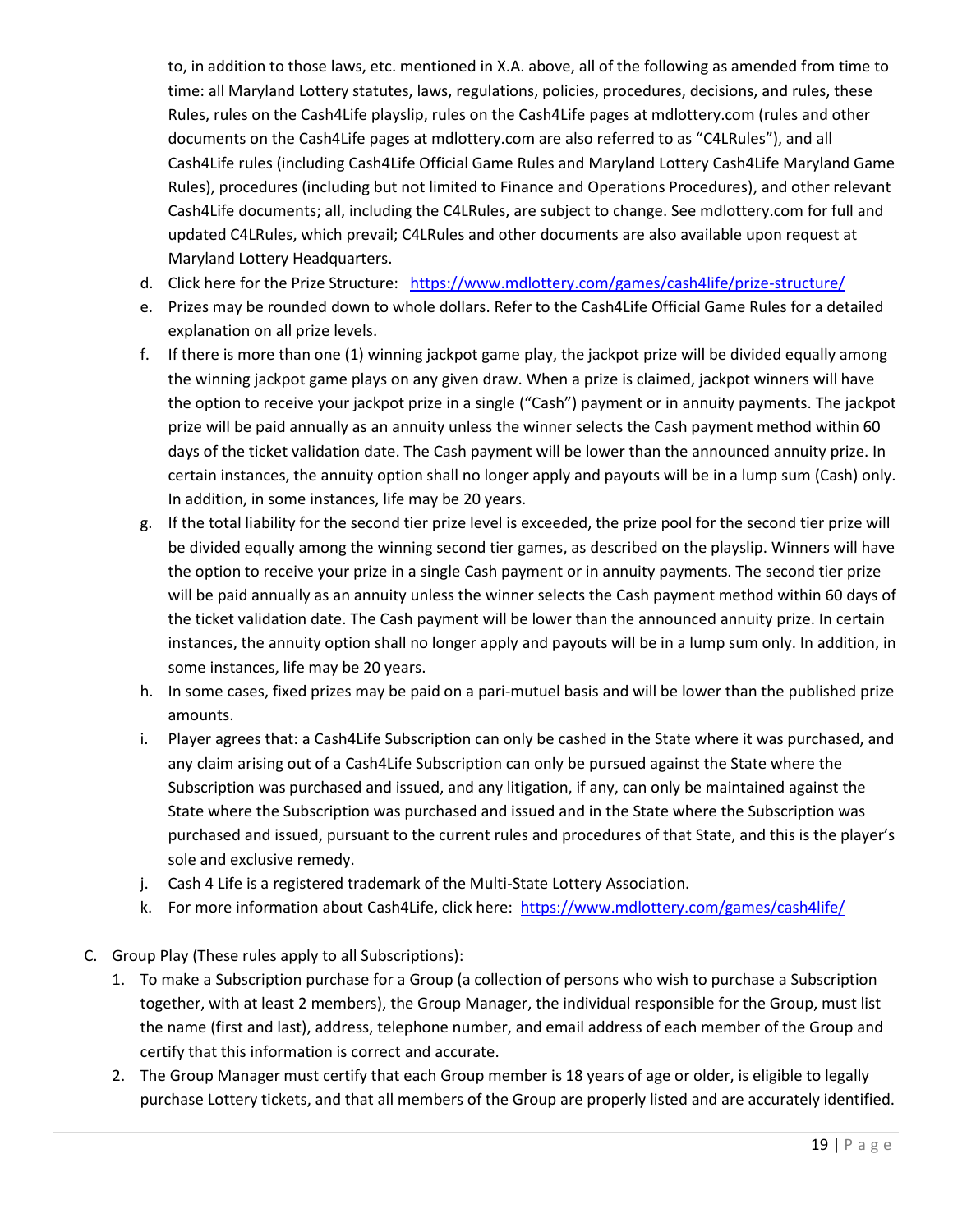to, in addition to those laws, etc. mentioned in X.A. above, all of the following as amended from time to time: all Maryland Lottery statutes, laws, regulations, policies, procedures, decisions, and rules, these Rules, rules on the Cash4Life playslip, rules on the Cash4Life pages at mdlottery.com (rules and other documents on the Cash4Life pages at mdlottery.com are also referred to as "C4LRules"), and all Cash4Life rules (including Cash4Life Official Game Rules and Maryland Lottery Cash4Life Maryland Game Rules), procedures (including but not limited to Finance and Operations Procedures), and other relevant Cash4Life documents; all, including the C4LRules, are subject to change. See mdlottery.com for full and updated C4LRules, which prevail; C4LRules and other documents are also available upon request at Maryland Lottery Headquarters.

d. Click here for the Prize Structure: [https://www.mdlottery.com/games/cash4life/prize-structure/](https://www.mdlottery.com/games/cash4life/prize-structure/)

e. Prizes may be rounded down to whole dollars. Refer to the Cash4Life Official Game Rules for a detailed explanation on all prize levels.

f. If there is more than one (1) winning jackpot game play, the jackpot prize will be divided equally among the winning jackpot game plays on any given draw. When a prize is claimed, jackpot winners will have the option to receive your jackpot prize in a single ("Cash") payment or in annuity payments. The jackpot prize will be paid annually as an annuity unless the winner selects the Cash payment method within 60 days of the ticket validation date. The Cash payment will be lower than the announced annuity prize. In certain instances, the annuity option shall no longer apply and payouts will be in a lump sum (Cash) only. In addition, in some instances, life may be 20 years.

g. If the total liability for the second tier prize level is exceeded, the prize pool for the second tier prize will be divided equally among the winning second tier games, as described on the playslip. Winners will have the option to receive your prize in a single Cash payment or in annuity payments. The second tier prize will be paid annually as an annuity unless the winner selects the Cash payment method within 60 days of the ticket validation date. The Cash payment will be lower than the announced annuity prize. In certain instances, the annuity option shall no longer apply and payouts will be in a lump sum only. In addition, in some instances, life may be 20 years.

h. In some cases, fixed prizes may be paid on a pari-mutuel basis and will be lower than the published prize amounts.

i. Player agrees that: a Cash4Life Subscription can only be cashed in the State where it was purchased, and any claim arising out of a Cash4Life Subscription can only be pursued against the State where the Subscription was purchased and issued, and any litigation, if any, can only be maintained against the State where the Subscription was purchased and issued and in the State where the Subscription was purchased and issued, pursuant to the current rules and procedures of that State, and this is the player's sole and exclusive remedy.

j. Cash 4 Life is a registered trademark of the Multi-State Lottery Association.

k. For more information about Cash4Life, click here: [https://www.mdlottery.com/games/cash4life/](https://www.mdlottery.com/games/cash4life/)

C. Group Play (These rules apply to all Subscriptions):

1. To make a Subscription purchase for a Group (a collection of persons who wish to purchase a Subscription together, with at least 2 members), the Group Manager, the individual responsible for the Group, must list the name (first and last), address, telephone number, and email address of each member of the Group and certify that this information is correct and accurate.
2. The Group Manager must certify that each Group member is 18 years of age or older, is eligible to legally purchase Lottery tickets, and that all members of the Group are properly listed and are accurately identified.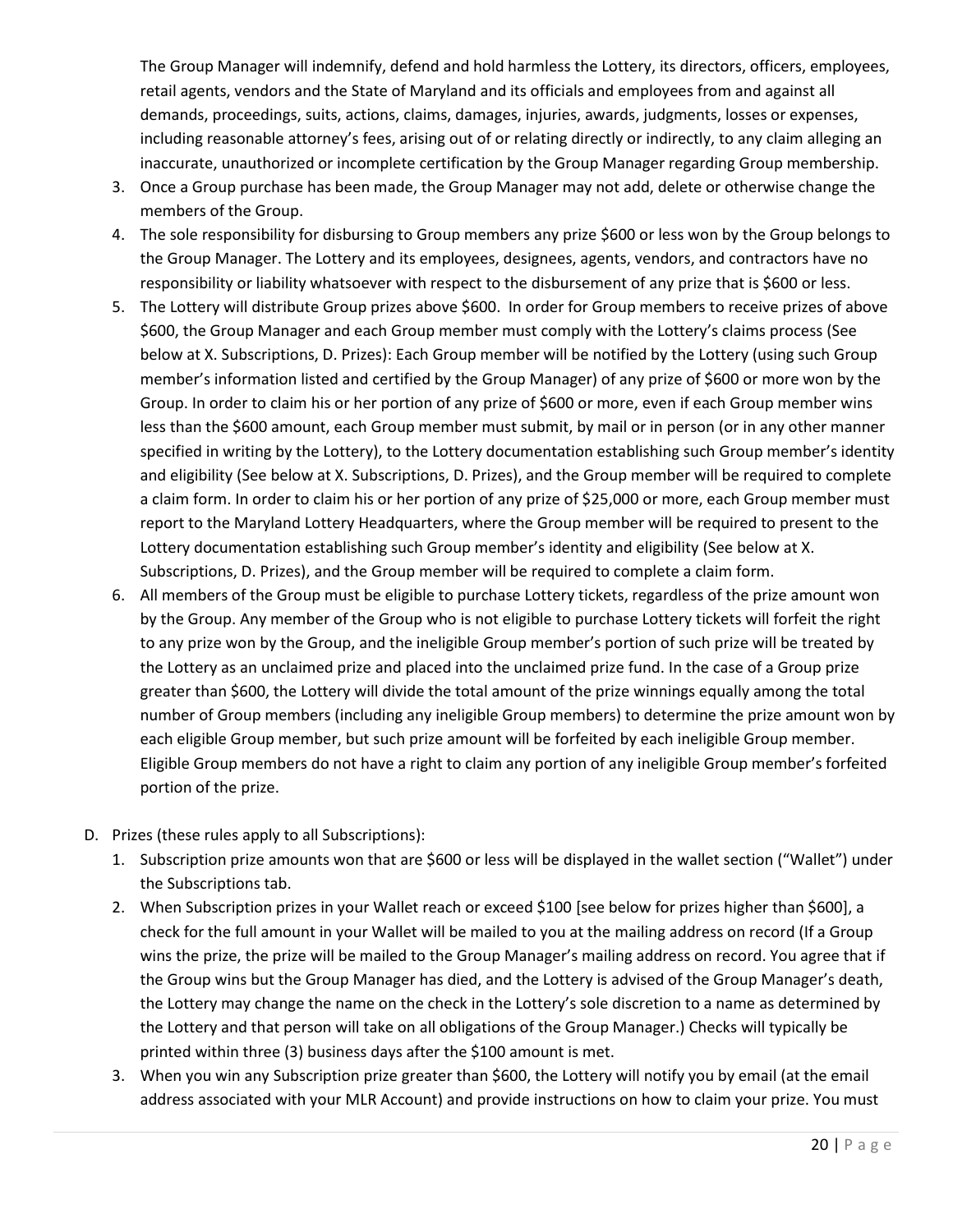The Group Manager will indemnify, defend and hold harmless the Lottery, its directors, officers, employees, retail agents, vendors and the State of Maryland and its officials and employees from and against all demands, proceedings, suits, actions, claims, damages, injuries, awards, judgments, losses or expenses, including reasonable attorney's fees, arising out of or relating directly or indirectly, to any claim alleging an inaccurate, unauthorized or incomplete certification by the Group Manager regarding Group membership.

3. Once a Group purchase has been made, the Group Manager may not add, delete or otherwise change the members of the Group.
4. The sole responsibility for disbursing to Group members any prize $600 or less won by the Group belongs to the Group Manager. The Lottery and its employees, designees, agents, vendors, and contractors have no responsibility or liability whatsoever with respect to the disbursement of any prize that is $600 or less.
5. The Lottery will distribute Group prizes above $600. In order for Group members to receive prizes of above $600, the Group Manager and each Group member must comply with the Lottery's claims process (See below at X. Subscriptions, D. Prizes): Each Group member will be notified by the Lottery (using such Group member's information listed and certified by the Group Manager) of any prize of $600 or more won by the Group. In order to claim his or her portion of any prize of $600 or more, even if each Group member wins less than the $600 amount, each Group member must submit, by mail or in person (or in any other manner specified in writing by the Lottery), to the Lottery documentation establishing such Group member's identity and eligibility (See below at X. Subscriptions, D. Prizes), and the Group member will be required to complete a claim form. In order to claim his or her portion of any prize of $25,000 or more, each Group member must report to the Maryland Lottery Headquarters, where the Group member will be required to present to the Lottery documentation establishing such Group member's identity and eligibility (See below at X. Subscriptions, D. Prizes), and the Group member will be required to complete a claim form.
6. All members of the Group must be eligible to purchase Lottery tickets, regardless of the prize amount won by the Group. Any member of the Group who is not eligible to purchase Lottery tickets will forfeit the right to any prize won by the Group, and the ineligible Group member's portion of such prize will be treated by the Lottery as an unclaimed prize and placed into the unclaimed prize fund. In the case of a Group prize greater than $600, the Lottery will divide the total amount of the prize winnings equally among the total number of Group members (including any ineligible Group members) to determine the prize amount won by each eligible Group member, but such prize amount will be forfeited by each ineligible Group member. Eligible Group members do not have a right to claim any portion of any ineligible Group member's forfeited portion of the prize.

D. Prizes (these rules apply to all Subscriptions):

1. Subscription prize amounts won that are $600 or less will be displayed in the wallet section ("Wallet") under the Subscriptions tab.
2. When Subscription prizes in your Wallet reach or exceed $100 [see below for prizes higher than $600], a check for the full amount in your Wallet will be mailed to you at the mailing address on record (If a Group wins the prize, the prize will be mailed to the Group Manager's mailing address on record. You agree that if the Group wins but the Group Manager has died, and the Lottery is advised of the Group Manager's death, the Lottery may change the name on the check in the Lottery's sole discretion to a name as determined by the Lottery and that person will take on all obligations of the Group Manager.) Checks will typically be printed within three (3) business days after the $100 amount is met.
3. When you win any Subscription prize greater than $600, the Lottery will notify you by email (at the email address associated with your MLR Account) and provide instructions on how to claim your prize. You must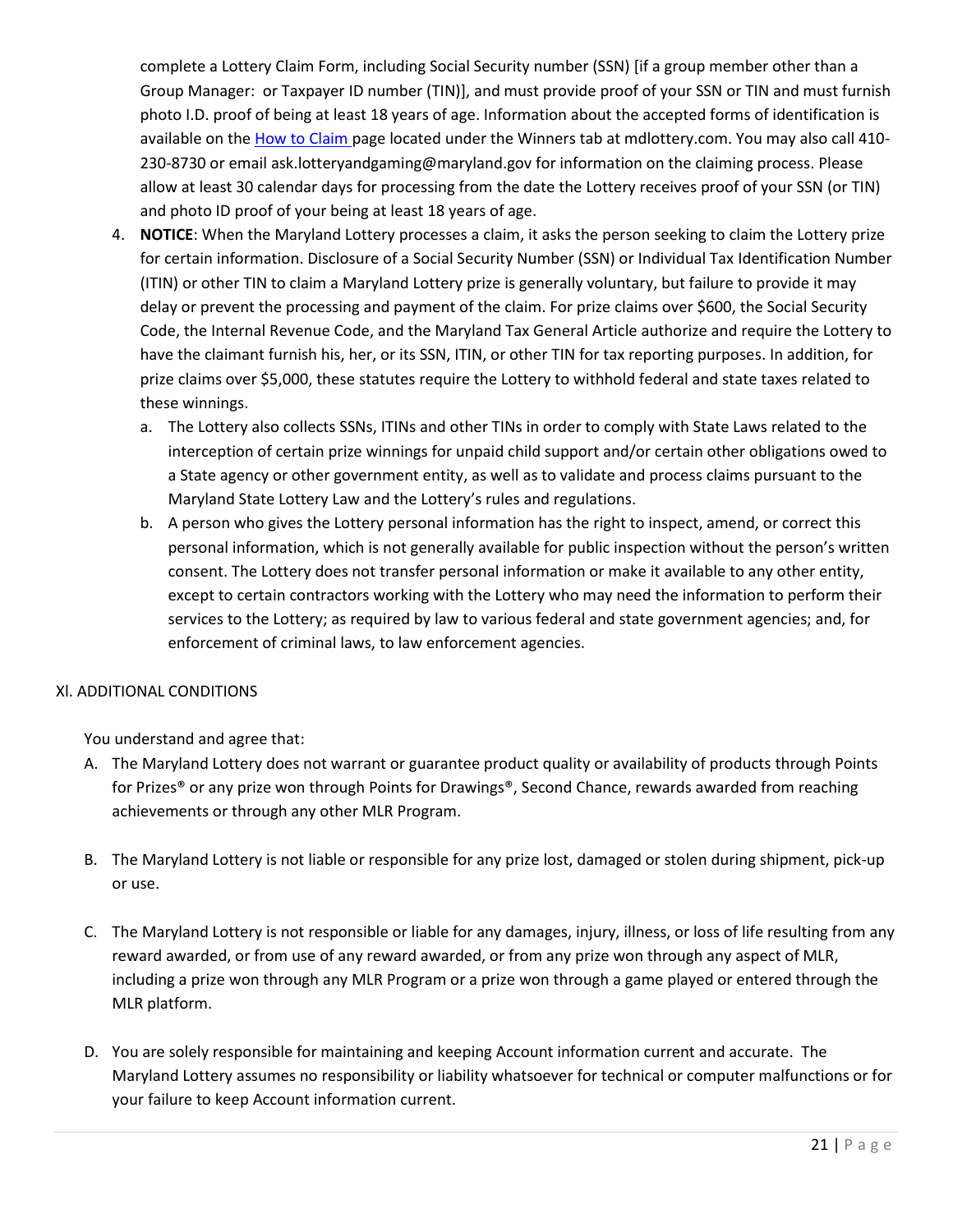complete a Lottery Claim Form, including Social Security number (SSN) [if a group member other than a Group Manager: or Taxpayer ID number (TIN)], and must provide proof of your SSN or TIN and must furnish photo I.D. proof of being at least 18 years of age. Information about the accepted forms of identification is available on the How to Claim page located under the Winners tab at mdlottery.com. You may also call 410-230-8730 or email ask.lotteryandgaming@maryland.gov for information on the claiming process. Please allow at least 30 calendar days for processing from the date the Lottery receives proof of your SSN (or TIN) and photo ID proof of your being at least 18 years of age.

4. **NOTICE**: When the Maryland Lottery processes a claim, it asks the person seeking to claim the Lottery prize for certain information. Disclosure of a Social Security Number (SSN) or Individual Tax Identification Number (ITIN) or other TIN to claim a Maryland Lottery prize is generally voluntary, but failure to provide it may delay or prevent the processing and payment of the claim. For prize claims over $600, the Social Security Code, the Internal Revenue Code, and the Maryland Tax General Article authorize and require the Lottery to have the claimant furnish his, her, or its SSN, ITIN, or other TIN for tax reporting purposes. In addition, for prize claims over $5,000, these statutes require the Lottery to withhold federal and state taxes related to these winnings.
   a. The Lottery also collects SSNs, ITINs and other TINs in order to comply with State Laws related to the interception of certain prize winnings for unpaid child support and/or certain other obligations owed to a State agency or other government entity, as well as to validate and process claims pursuant to the Maryland State Lottery Law and the Lottery's rules and regulations.
   b. A person who gives the Lottery personal information has the right to inspect, amend, or correct this personal information, which is not generally available for public inspection without the person's written consent. The Lottery does not transfer personal information or make it available to any other entity, except to certain contractors working with the Lottery who may need the information to perform their services to the Lottery; as required by law to various federal and state government agencies; and, for enforcement of criminal laws, to law enforcement agencies.

## XI. ADDITIONAL CONDITIONS

You understand and agree that:

A. The Maryland Lottery does not warrant or guarantee product quality or availability of products through Points for Prizes® or any prize won through Points for Drawings®, Second Chance, rewards awarded from reaching achievements or through any other MLR Program.

B. The Maryland Lottery is not liable or responsible for any prize lost, damaged or stolen during shipment, pick-up or use.

C. The Maryland Lottery is not responsible or liable for any damages, injury, illness, or loss of life resulting from any reward awarded, or from use of any reward awarded, or from any prize won through any aspect of MLR, including a prize won through any MLR Program or a prize won through a game played or entered through the MLR platform.

D. You are solely responsible for maintaining and keeping Account information current and accurate. The Maryland Lottery assumes no responsibility or liability whatsoever for technical or computer malfunctions or for your failure to keep Account information current.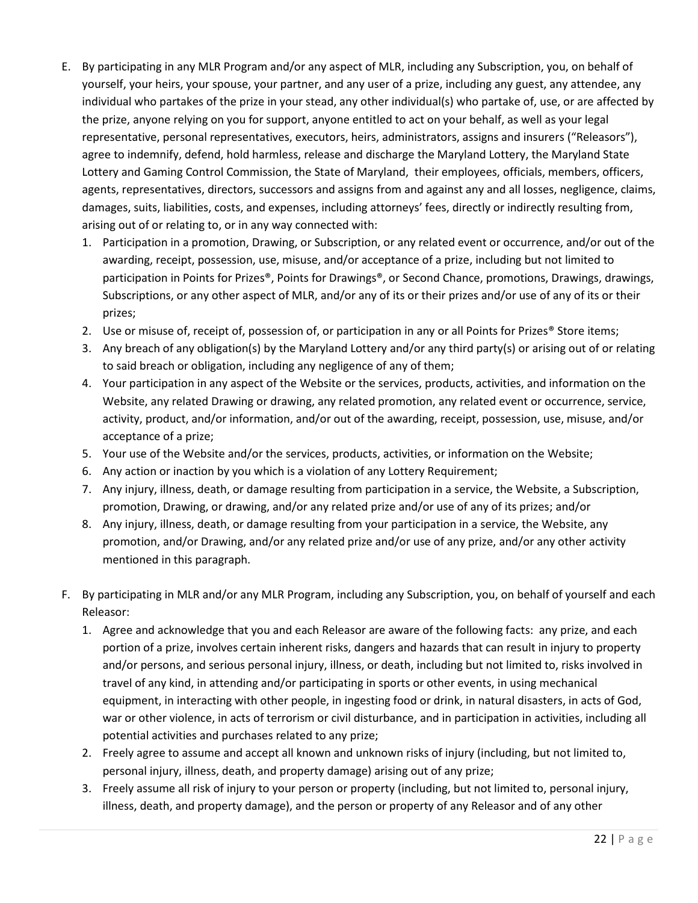E. By participating in any MLR Program and/or any aspect of MLR, including any Subscription, you, on behalf of yourself, your heirs, your spouse, your partner, and any user of a prize, including any guest, any attendee, any individual who partakes of the prize in your stead, any other individual(s) who partake of, use, or are affected by the prize, anyone relying on you for support, anyone entitled to act on your behalf, as well as your legal representative, personal representatives, executors, heirs, administrators, assigns and insurers ("Releasors"), agree to indemnify, defend, hold harmless, release and discharge the Maryland Lottery, the Maryland State Lottery and Gaming Control Commission, the State of Maryland, their employees, officials, members, officers, agents, representatives, directors, successors and assigns from and against any and all losses, negligence, claims, damages, suits, liabilities, costs, and expenses, including attorneys' fees, directly or indirectly resulting from, arising out of or relating to, or in any way connected with:

   1. Participation in a promotion, Drawing, or Subscription, or any related event or occurrence, and/or out of the awarding, receipt, possession, use, misuse, and/or acceptance of a prize, including but not limited to participation in Points for Prizes®, Points for Drawings®, or Second Chance, promotions, Drawings, drawings, Subscriptions, or any other aspect of MLR, and/or any of its or their prizes and/or use of any of its or their prizes;
   2. Use or misuse of, receipt of, possession of, or participation in any or all Points for Prizes® Store items;
   3. Any breach of any obligation(s) by the Maryland Lottery and/or any third party(s) or arising out of or relating to said breach or obligation, including any negligence of any of them;
   4. Your participation in any aspect of the Website or the services, products, activities, and information on the Website, any related Drawing or drawing, any related promotion, any related event or occurrence, service, activity, product, and/or information, and/or out of the awarding, receipt, possession, use, misuse, and/or acceptance of a prize;
   5. Your use of the Website and/or the services, products, activities, or information on the Website;
   6. Any action or inaction by you which is a violation of any Lottery Requirement;
   7. Any injury, illness, death, or damage resulting from participation in a service, the Website, a Subscription, promotion, Drawing, or drawing, and/or any related prize and/or use of any of its prizes; and/or
   8. Any injury, illness, death, or damage resulting from your participation in a service, the Website, any promotion, and/or Drawing, and/or any related prize and/or use of any prize, and/or any other activity mentioned in this paragraph.

F. By participating in MLR and/or any MLR Program, including any Subscription, you, on behalf of yourself and each Releasor:

   1. Agree and acknowledge that you and each Releasor are aware of the following facts: any prize, and each portion of a prize, involves certain inherent risks, dangers and hazards that can result in injury to property and/or persons, and serious personal injury, illness, or death, including but not limited to, risks involved in travel of any kind, in attending and/or participating in sports or other events, in using mechanical equipment, in interacting with other people, in ingesting food or drink, in natural disasters, in acts of God, war or other violence, in acts of terrorism or civil disturbance, and in participation in activities, including all potential activities and purchases related to any prize;
   2. Freely agree to assume and accept all known and unknown risks of injury (including, but not limited to, personal injury, illness, death, and property damage) arising out of any prize;
   3. Freely assume all risk of injury to your person or property (including, but not limited to, personal injury, illness, death, and property damage), and the person or property of any Releasor and of any other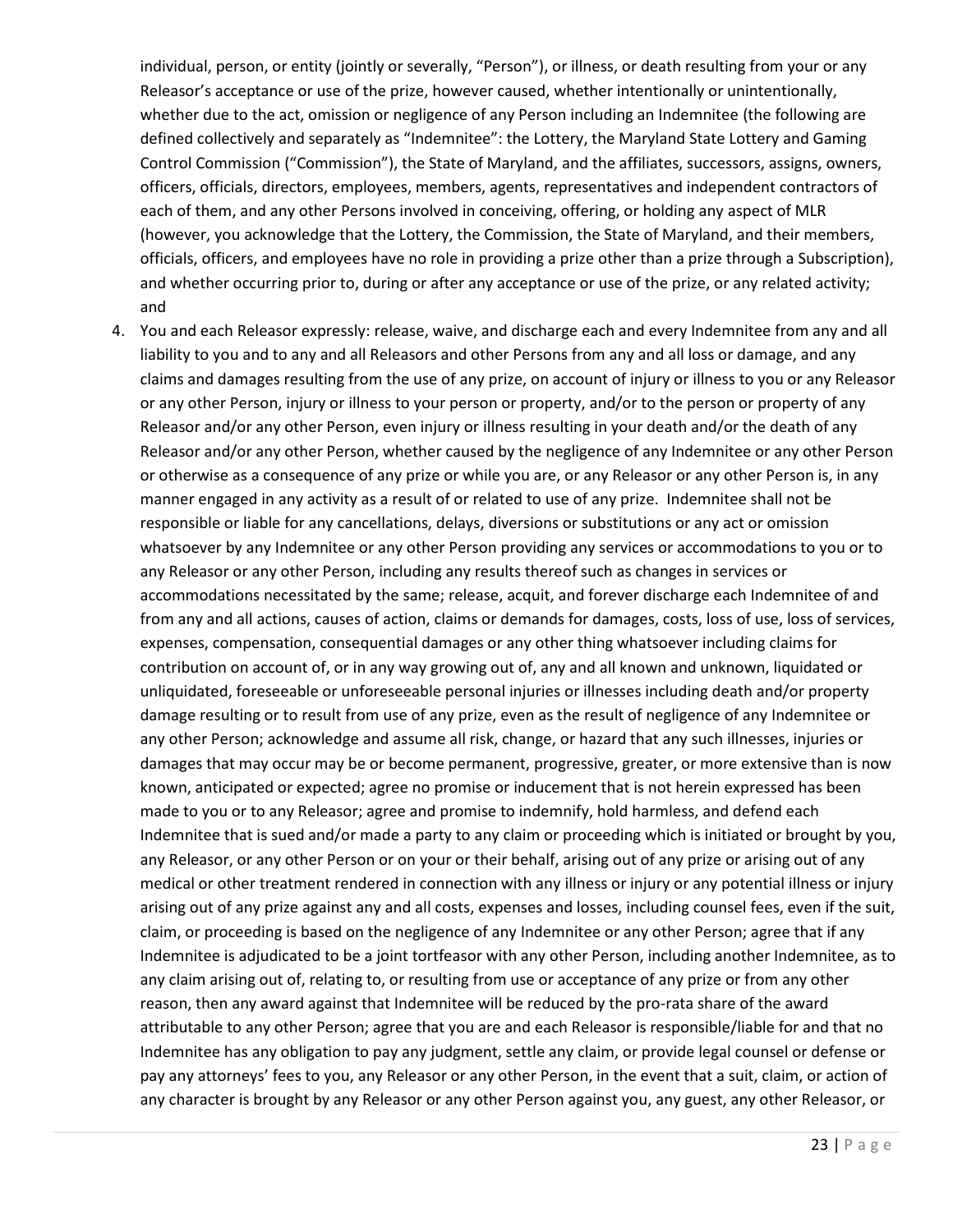individual, person, or entity (jointly or severally, "Person"), or illness, or death resulting from your or any Releasor's acceptance or use of the prize, however caused, whether intentionally or unintentionally, whether due to the act, omission or negligence of any Person including an Indemnitee (the following are defined collectively and separately as "Indemnitee": the Lottery, the Maryland State Lottery and Gaming Control Commission ("Commission"), the State of Maryland, and the affiliates, successors, assigns, owners, officers, officials, directors, employees, members, agents, representatives and independent contractors of each of them, and any other Persons involved in conceiving, offering, or holding any aspect of MLR (however, you acknowledge that the Lottery, the Commission, the State of Maryland, and their members, officials, officers, and employees have no role in providing a prize other than a prize through a Subscription), and whether occurring prior to, during or after any acceptance or use of the prize, or any related activity; and

4. You and each Releasor expressly: release, waive, and discharge each and every Indemnitee from any and all liability to you and to any and all Releasors and other Persons from any and all loss or damage, and any claims and damages resulting from the use of any prize, on account of injury or illness to you or any Releasor or any other Person, injury or illness to your person or property, and/or to the person or property of any Releasor and/or any other Person, even injury or illness resulting in your death and/or the death of any Releasor and/or any other Person, whether caused by the negligence of any Indemnitee or any other Person or otherwise as a consequence of any prize or while you are, or any Releasor or any other Person is, in any manner engaged in any activity as a result of or related to use of any prize. Indemnitee shall not be responsible or liable for any cancellations, delays, diversions or substitutions or any act or omission whatsoever by any Indemnitee or any other Person providing any services or accommodations to you or to any Releasor or any other Person, including any results thereof such as changes in services or accommodations necessitated by the same; release, acquit, and forever discharge each Indemnitee of and from any and all actions, causes of action, claims or demands for damages, costs, loss of use, loss of services, expenses, compensation, consequential damages or any other thing whatsoever including claims for contribution on account of, or in any way growing out of, any and all known and unknown, liquidated or unliquidated, foreseeable or unforeseeable personal injuries or illnesses including death and/or property damage resulting or to result from use of any prize, even as the result of negligence of any Indemnitee or any other Person; acknowledge and assume all risk, change, or hazard that any such illnesses, injuries or damages that may occur may be or become permanent, progressive, greater, or more extensive than is now known, anticipated or expected; agree no promise or inducement that is not herein expressed has been made to you or to any Releasor; agree and promise to indemnify, hold harmless, and defend each Indemnitee that is sued and/or made a party to any claim or proceeding which is initiated or brought by you, any Releasor, or any other Person or on your or their behalf, arising out of any prize or arising out of any medical or other treatment rendered in connection with any illness or injury or any potential illness or injury arising out of any prize against any and all costs, expenses and losses, including counsel fees, even if the suit, claim, or proceeding is based on the negligence of any Indemnitee or any other Person; agree that if any Indemnitee is adjudicated to be a joint tortfeasor with any other Person, including another Indemnitee, as to any claim arising out of, relating to, or resulting from use or acceptance of any prize or from any other reason, then any award against that Indemnitee will be reduced by the pro-rata share of the award attributable to any other Person; agree that you are and each Releasor is responsible/liable for and that no Indemnitee has any obligation to pay any judgment, settle any claim, or provide legal counsel or defense or pay any attorneys' fees to you, any Releasor or any other Person, in the event that a suit, claim, or action of any character is brought by any Releasor or any other Person against you, any guest, any other Releasor, or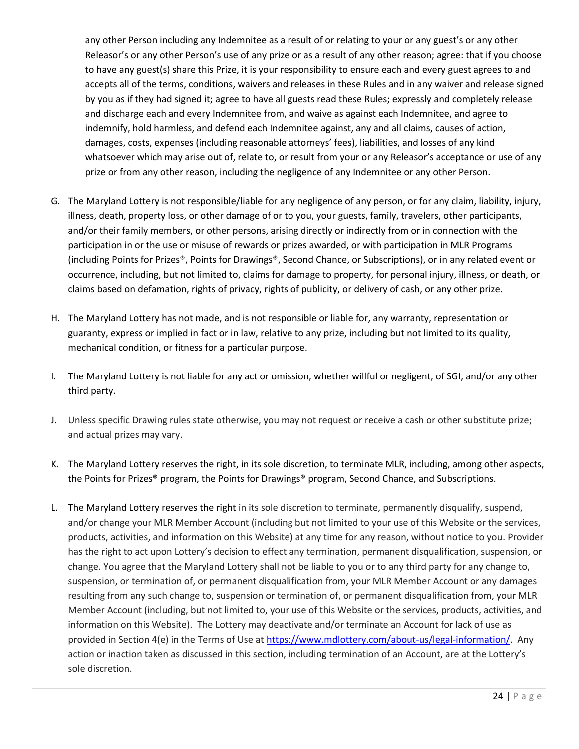any other Person including any Indemnitee as a result of or relating to your or any guest's or any other Releasor's or any other Person's use of any prize or as a result of any other reason; agree: that if you choose to have any guest(s) share this Prize, it is your responsibility to ensure each and every guest agrees to and accepts all of the terms, conditions, waivers and releases in these Rules and in any waiver and release signed by you as if they had signed it; agree to have all guests read these Rules; expressly and completely release and discharge each and every Indemnitee from, and waive as against each Indemnitee, and agree to indemnify, hold harmless, and defend each Indemnitee against, any and all claims, causes of action, damages, costs, expenses (including reasonable attorneys' fees), liabilities, and losses of any kind whatsoever which may arise out of, relate to, or result from your or any Releasor's acceptance or use of any prize or from any other reason, including the negligence of any Indemnitee or any other Person.

G. The Maryland Lottery is not responsible/liable for any negligence of any person, or for any claim, liability, injury, illness, death, property loss, or other damage of or to you, your guests, family, travelers, other participants, and/or their family members, or other persons, arising directly or indirectly from or in connection with the participation in or the use or misuse of rewards or prizes awarded, or with participation in MLR Programs (including Points for Prizes®, Points for Drawings®, Second Chance, or Subscriptions), or in any related event or occurrence, including, but not limited to, claims for damage to property, for personal injury, illness, or death, or claims based on defamation, rights of privacy, rights of publicity, or delivery of cash, or any other prize.

H. The Maryland Lottery has not made, and is not responsible or liable for, any warranty, representation or guaranty, express or implied in fact or in law, relative to any prize, including but not limited to its quality, mechanical condition, or fitness for a particular purpose.

I. The Maryland Lottery is not liable for any act or omission, whether willful or negligent, of SGI, and/or any other third party.

J. Unless specific Drawing rules state otherwise, you may not request or receive a cash or other substitute prize; and actual prizes may vary.

K. The Maryland Lottery reserves the right, in its sole discretion, to terminate MLR, including, among other aspects, the Points for Prizes® program, the Points for Drawings® program, Second Chance, and Subscriptions.

L. The Maryland Lottery reserves the right in its sole discretion to terminate, permanently disqualify, suspend, and/or change your MLR Member Account (including but not limited to your use of this Website or the services, products, activities, and information on this Website) at any time for any reason, without notice to you. Provider has the right to act upon Lottery's decision to effect any termination, permanent disqualification, suspension, or change. You agree that the Maryland Lottery shall not be liable to you or to any third party for any change to, suspension, or termination of, or permanent disqualification from, your MLR Member Account or any damages resulting from any such change to, suspension or termination of, or permanent disqualification from, your MLR Member Account (including, but not limited to, your use of this Website or the services, products, activities, and information on this Website). The Lottery may deactivate and/or terminate an Account for lack of use as provided in Section 4(e) in the Terms of Use at https://www.mdlottery.com/about-us/legal-information/. Any action or inaction taken as discussed in this section, including termination of an Account, are at the Lottery's sole discretion.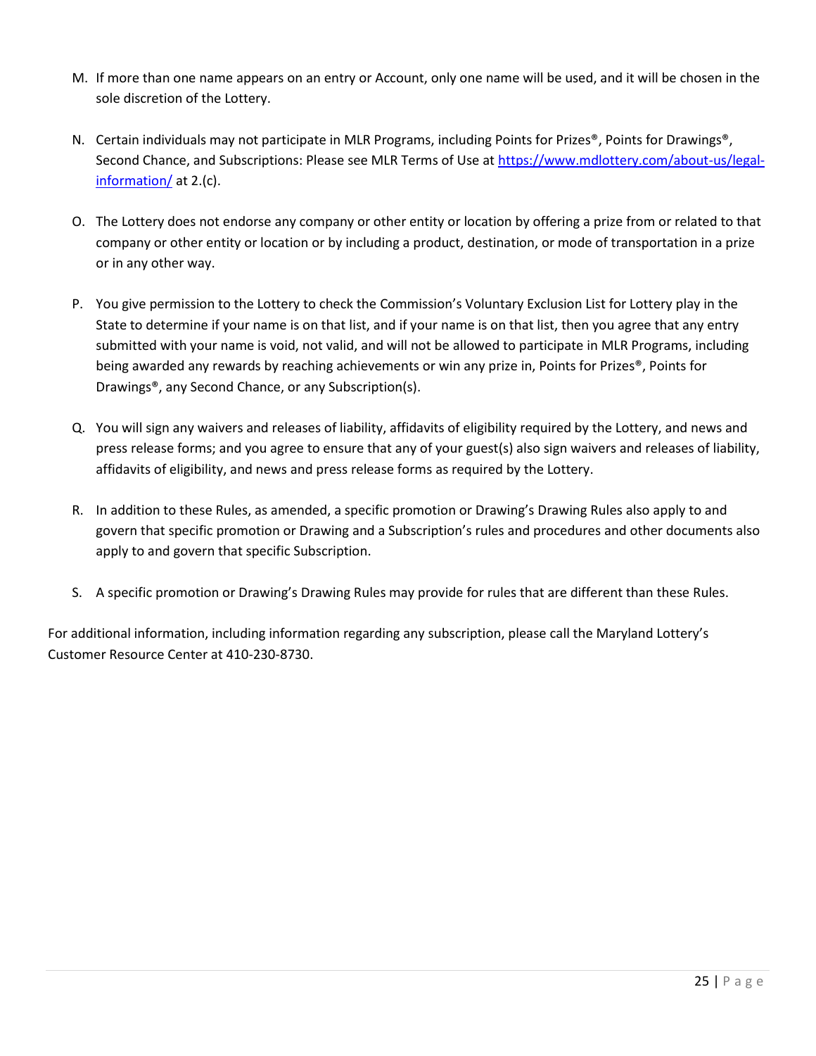M. If more than one name appears on an entry or Account, only one name will be used, and it will be chosen in the sole discretion of the Lottery.

N. Certain individuals may not participate in MLR Programs, including Points for Prizes®, Points for Drawings®, Second Chance, and Subscriptions: Please see MLR Terms of Use at [https://www.mdlottery.com/about-us/legal-information/](https://www.mdlottery.com/about-us/legal-information/) at 2.(c).

O. The Lottery does not endorse any company or other entity or location by offering a prize from or related to that company or other entity or location or by including a product, destination, or mode of transportation in a prize or in any other way.

P. You give permission to the Lottery to check the Commission's Voluntary Exclusion List for Lottery play in the State to determine if your name is on that list, and if your name is on that list, then you agree that any entry submitted with your name is void, not valid, and will not be allowed to participate in MLR Programs, including being awarded any rewards by reaching achievements or win any prize in, Points for Prizes®, Points for Drawings®, any Second Chance, or any Subscription(s).

Q. You will sign any waivers and releases of liability, affidavits of eligibility required by the Lottery, and news and press release forms; and you agree to ensure that any of your guest(s) also sign waivers and releases of liability, affidavits of eligibility, and news and press release forms as required by the Lottery.

R. In addition to these Rules, as amended, a specific promotion or Drawing's Drawing Rules also apply to and govern that specific promotion or Drawing and a Subscription's rules and procedures and other documents also apply to and govern that specific Subscription.

S. A specific promotion or Drawing's Drawing Rules may provide for rules that are different than these Rules.

For additional information, including information regarding any subscription, please call the Maryland Lottery's Customer Resource Center at 410-230-8730.